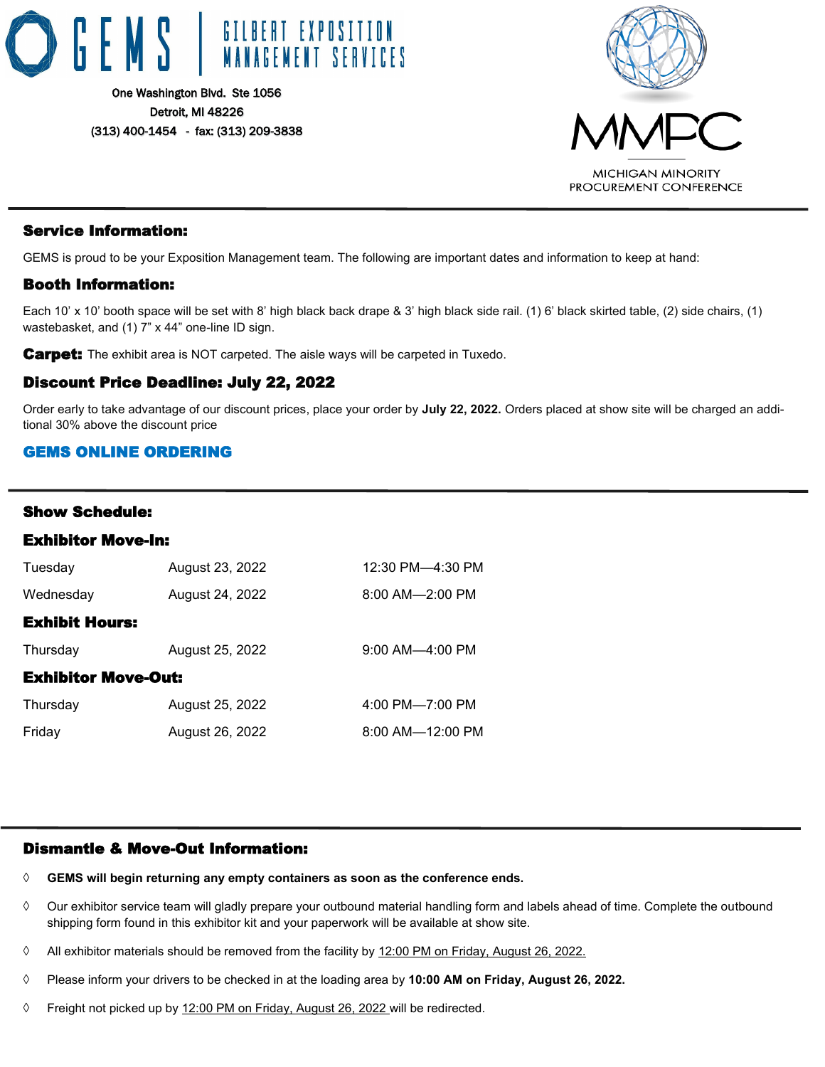GEMS | GILBERT EXPOSITION MANAGEMENT SERVICES

One Washington Blvd. Ste 1056
Detroit, MI 48226
(313) 400-1454 - fax: (313) 209-3838

MMPC
MICHIGAN MINORITY PROCUREMENT CONFERENCE

## Service Information:

GEMS is proud to be your Exposition Management team. The following are important dates and information to keep at hand:

## Booth Information:

Each 10' x 10' booth space will be set with 8' high black back drape & 3' high black side rail. (1) 6' black skirted table, (2) side chairs, (1) wastebasket, and (1) 7" x 44" one-line ID sign.

**Carpet:** The exhibit area is NOT carpeted. The aisle ways will be carpeted in Tuxedo.

## Discount Price Deadline: July 22, 2022

Order early to take advantage of our discount prices, place your order by **July 22, 2022.** Orders placed at show site will be charged an additional 30% above the discount price

**GEMS ONLINE ORDERING**

## Show Schedule:

### Exhibitor Move-In:

| | | |
|---|---|---|
| Tuesday | August 23, 2022 | 12:30 PM—4:30 PM |
| Wednesday | August 24, 2022 | 8:00 AM—2:00 PM |

### Exhibit Hours:

| | | |
|---|---|---|
| Thursday | August 25, 2022 | 9:00 AM—4:00 PM |

### Exhibitor Move-Out:

| | | |
|---|---|---|
| Thursday | August 25, 2022 | 4:00 PM—7:00 PM |
| Friday | August 26, 2022 | 8:00 AM—12:00 PM |

## Dismantle & Move-Out Information:

- **GEMS will begin returning any empty containers as soon as the conference ends.**
- Our exhibitor service team will gladly prepare your outbound material handling form and labels ahead of time. Complete the outbound shipping form found in this exhibitor kit and your paperwork will be available at show site.
- All exhibitor materials should be removed from the facility by 12:00 PM on Friday, August 26, 2022.
- Please inform your drivers to be checked in at the loading area by **10:00 AM on Friday, August 26, 2022.**
- Freight not picked up by 12:00 PM on Friday, August 26, 2022 will be redirected.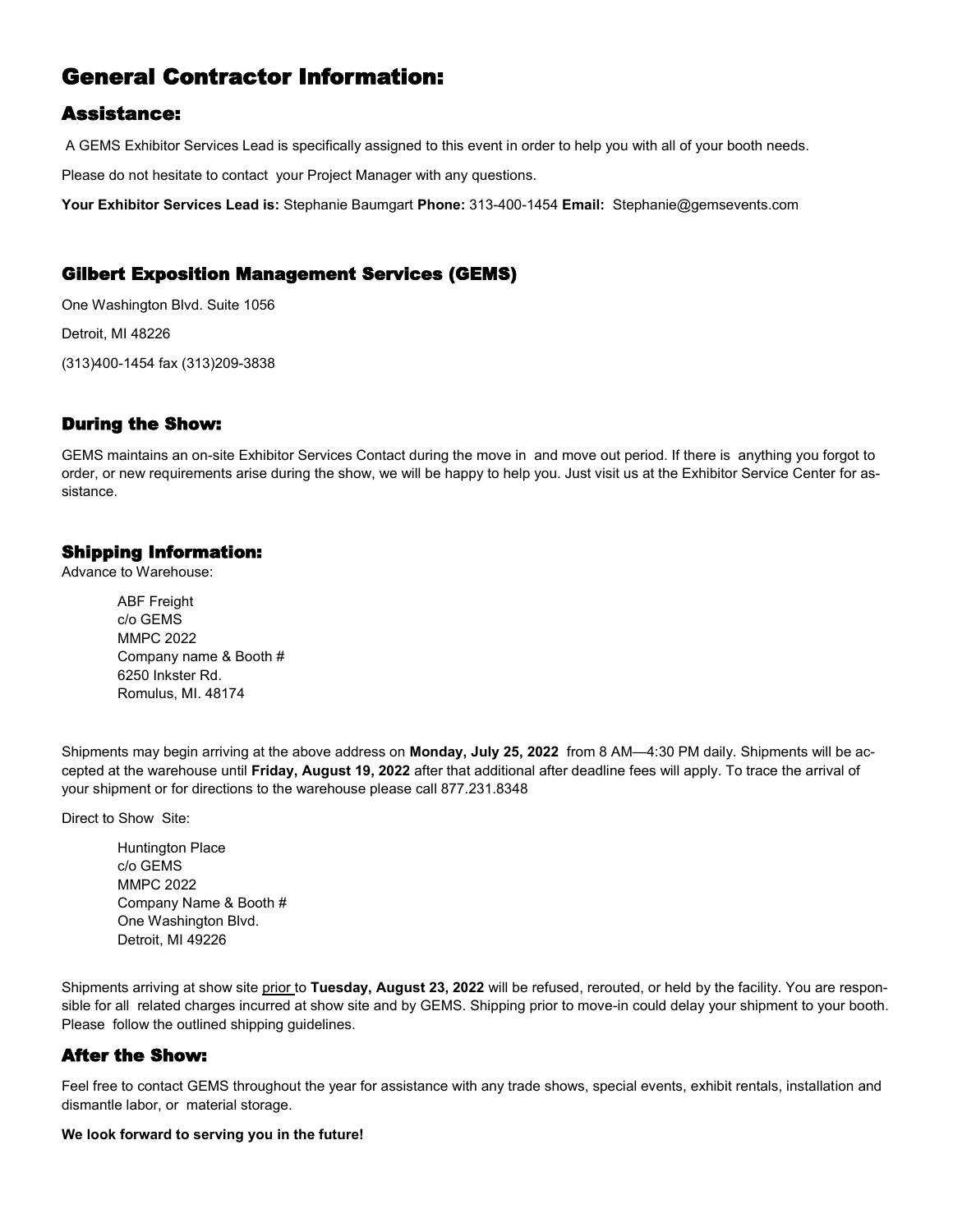# General Contractor Information:

## Assistance:

A GEMS Exhibitor Services Lead is specifically assigned to this event in order to help you with all of your booth needs.

Please do not hesitate to contact your Project Manager with any questions.

**Your Exhibitor Services Lead is:** Stephanie Baumgart **Phone:** 313-400-1454 **Email:** Stephanie@gemsevents.com

### Gilbert Exposition Management Services (GEMS)

One Washington Blvd. Suite 1056

Detroit, MI 48226

(313)400-1454 fax (313)209-3838

### During the Show:

GEMS maintains an on-site Exhibitor Services Contact during the move in and move out period. If there is anything you forgot to order, or new requirements arise during the show, we will be happy to help you. Just visit us at the Exhibitor Service Center for assistance.

### Shipping Information:

Advance to Warehouse:

ABF Freight
c/o GEMS
MMPC 2022
Company name & Booth #
6250 Inkster Rd.
Romulus, MI. 48174

Shipments may begin arriving at the above address on **Monday, July 25, 2022** from 8 AM—4:30 PM daily. Shipments will be accepted at the warehouse until **Friday, August 19, 2022** after that additional after deadline fees will apply. To trace the arrival of your shipment or for directions to the warehouse please call 877.231.8348

Direct to Show Site:

Huntington Place
c/o GEMS
MMPC 2022
Company Name & Booth #
One Washington Blvd.
Detroit, MI 49226

Shipments arriving at show site prior to **Tuesday, August 23, 2022** will be refused, rerouted, or held by the facility. You are responsible for all related charges incurred at show site and by GEMS. Shipping prior to move-in could delay your shipment to your booth. Please follow the outlined shipping guidelines.

## After the Show:

Feel free to contact GEMS throughout the year for assistance with any trade shows, special events, exhibit rentals, installation and dismantle labor, or material storage.

**We look forward to serving you in the future!**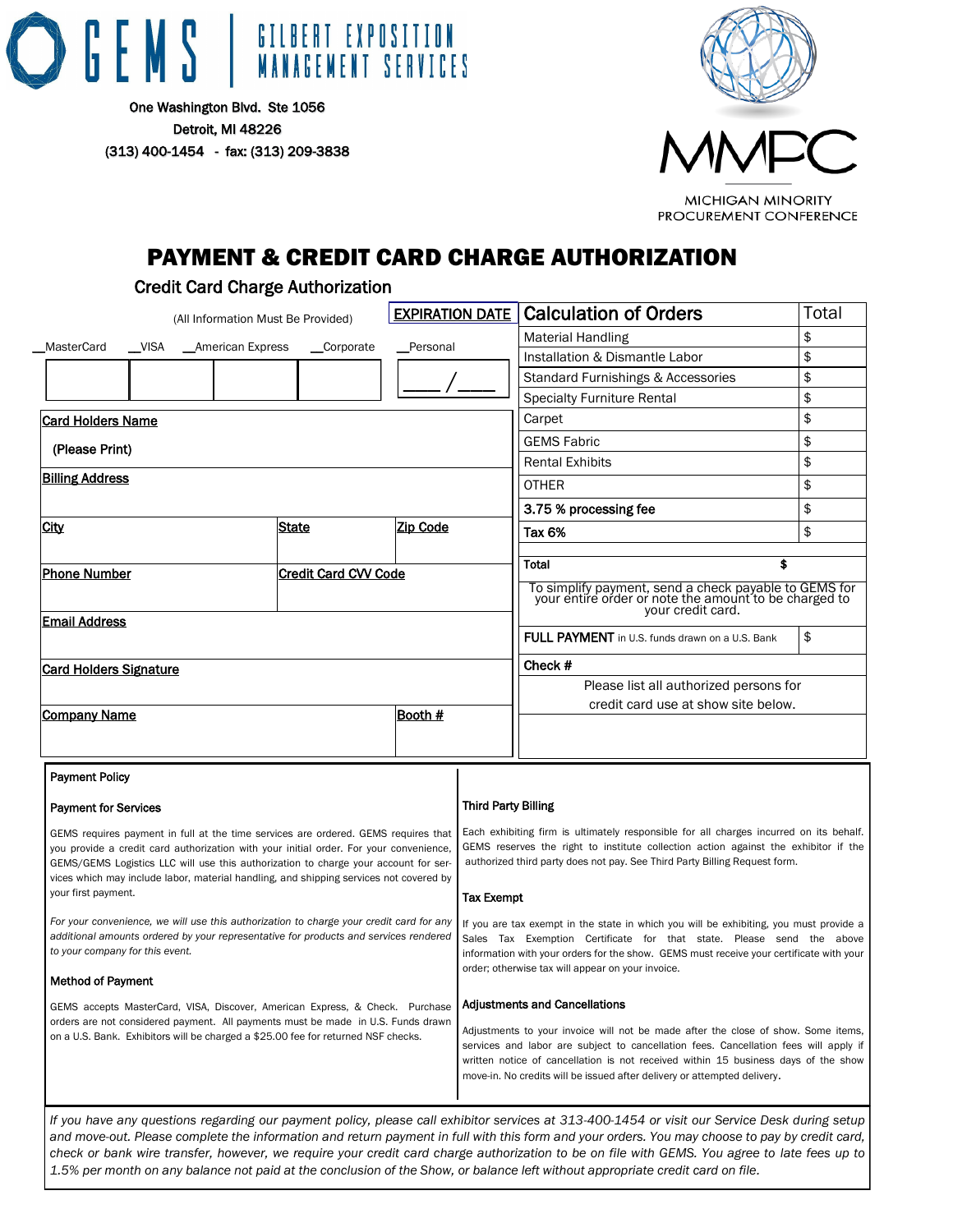GEMS | GILBERT EXPOSITION MANAGEMENT SERVICES

One Washington Blvd. Ste 1056
Detroit, MI 48226
(313) 400-1454 - fax: (313) 209-3838

MMPC
MICHIGAN MINORITY PROCUREMENT CONFERENCE

# PAYMENT & CREDIT CARD CHARGE AUTHORIZATION

## Credit Card Charge Authorization

(All Information Must Be Provided)

__MasterCard __VISA __American Express __Corporate __Personal

| | | | | EXPIRATION DATE |
|---|---|---|---|---|
| | | | | ____/____ |

**Card Holders Name**

(Please Print)

**Billing Address**

| City | State | Zip Code |
|---|---|---|
| | | |

| Phone Number | Credit Card CVV Code |
|---|---|
| | |

**Email Address**

**Card Holders Signature**

| Company Name | Booth # |
|---|---|
| | |

| Calculation of Orders | Total |
|---|---|
| Material Handling | $ |
| Installation & Dismantle Labor | $ |
| Standard Furnishings & Accessories | $ |
| Specialty Furniture Rental | $ |
| Carpet | $ |
| GEMS Fabric | $ |
| Rental Exhibits | $ |
| OTHER | $ |
| 3.75 % processing fee | $ |
| Tax 6% | $ |
| | |
| Total | $ |

To simplify payment, send a check payable to GEMS for your entire order or note the amount to be charged to your credit card.

| FULL PAYMENT in U.S. funds drawn on a U.S. Bank | $ |
|---|---|

Check #

Please list all authorized persons for credit card use at show site below.

### Payment Policy

#### Payment for Services

GEMS requires payment in full at the time services are ordered. GEMS requires that you provide a credit card authorization with your initial order. For your convenience, GEMS/GEMS Logistics LLC will use this authorization to charge your account for services which may include labor, material handling, and shipping services not covered by your first payment.

*For your convenience, we will use this authorization to charge your credit card for any additional amounts ordered by your representative for products and services rendered to your company for this event.*

#### Method of Payment

GEMS accepts MasterCard, VISA, Discover, American Express, & Check. Purchase orders are not considered payment. All payments must be made in U.S. Funds drawn on a U.S. Bank. Exhibitors will be charged a $25.00 fee for returned NSF checks.

#### Third Party Billing

Each exhibiting firm is ultimately responsible for all charges incurred on its behalf. GEMS reserves the right to institute collection action against the exhibitor if the authorized third party does not pay. See Third Party Billing Request form.

#### Tax Exempt

If you are tax exempt in the state in which you will be exhibiting, you must provide a Sales Tax Exemption Certificate for that state. Please send the above information with your orders for the show. GEMS must receive your certificate with your order; otherwise tax will appear on your invoice.

#### Adjustments and Cancellations

Adjustments to your invoice will not be made after the close of show. Some items, services and labor are subject to cancellation fees. Cancellation fees will apply if written notice of cancellation is not received within 15 business days of the show move-in. No credits will be issued after delivery or attempted delivery.

*If you have any questions regarding our payment policy, please call exhibitor services at 313-400-1454 or visit our Service Desk during setup and move-out. Please complete the information and return payment in full with this form and your orders. You may choose to pay by credit card, check or bank wire transfer, however, we require your credit card charge authorization to be on file with GEMS. You agree to late fees up to 1.5% per month on any balance not paid at the conclusion of the Show, or balance left without appropriate credit card on file.*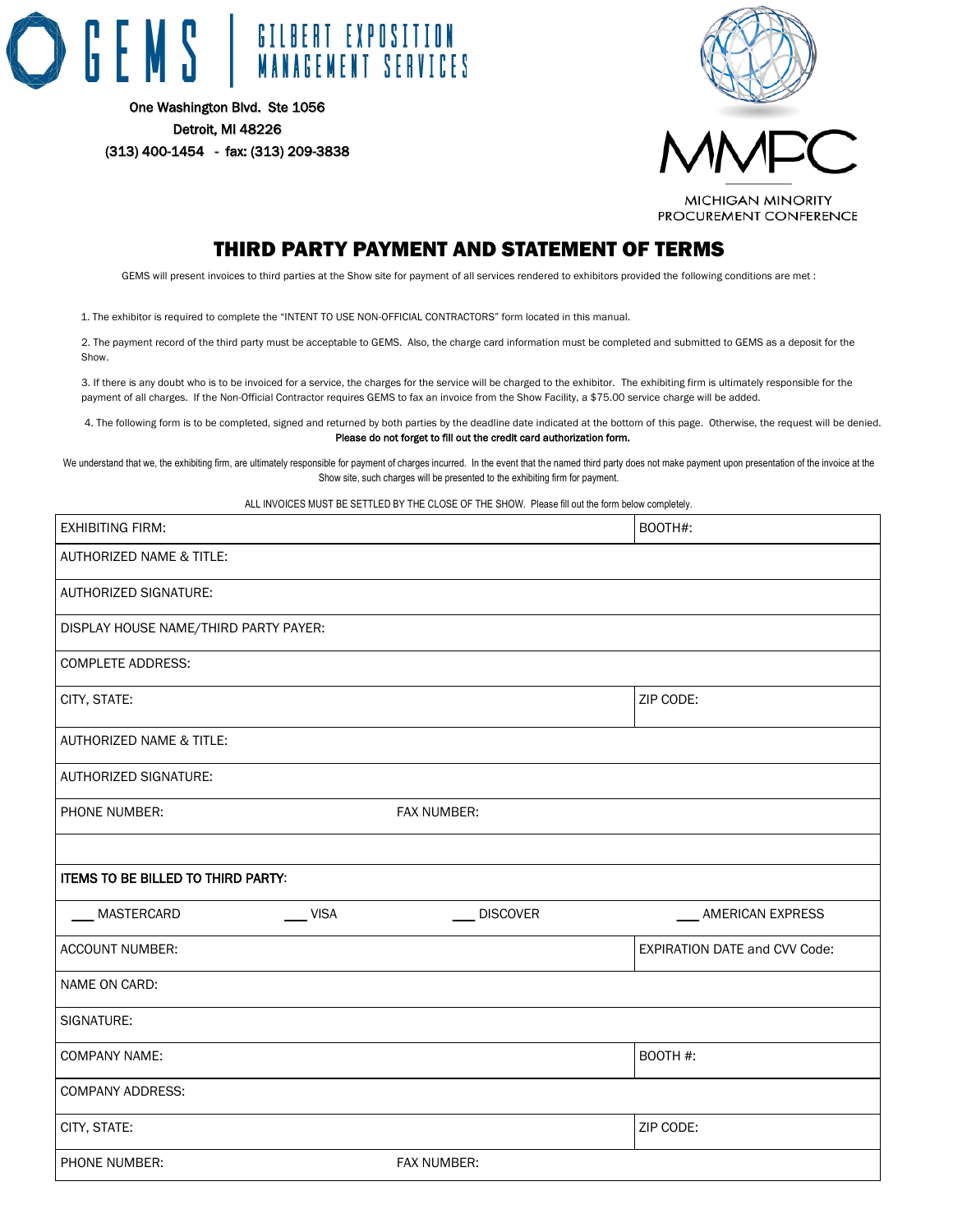GEMS | GILBERT EXPOSITION MANAGEMENT SERVICES

One Washington Blvd. Ste 1056
Detroit, MI 48226
(313) 400-1454 - fax: (313) 209-3838

MMPC
MICHIGAN MINORITY PROCUREMENT CONFERENCE

# THIRD PARTY PAYMENT AND STATEMENT OF TERMS

GEMS will present invoices to third parties at the Show site for payment of all services rendered to exhibitors provided the following conditions are met :

1. The exhibitor is required to complete the "INTENT TO USE NON-OFFICIAL CONTRACTORS" form located in this manual.
2. The payment record of the third party must be acceptable to GEMS. Also, the charge card information must be completed and submitted to GEMS as a deposit for the Show.
3. If there is any doubt who is to be invoiced for a service, the charges for the service will be charged to the exhibitor. The exhibiting firm is ultimately responsible for the payment of all charges. If the Non-Official Contractor requires GEMS to fax an invoice from the Show Facility, a $75.00 service charge will be added.
4. The following form is to be completed, signed and returned by both parties by the deadline date indicated at the bottom of this page. Otherwise, the request will be denied.

**Please do not forget to fill out the credit card authorization form.**

We understand that we, the exhibiting firm, are ultimately responsible for payment of charges incurred. In the event that the named third party does not make payment upon presentation of the invoice at the Show site, such charges will be presented to the exhibiting firm for payment.

ALL INVOICES MUST BE SETTLED BY THE CLOSE OF THE SHOW. Please fill out the form below completely.

| | | | |
|---|---|---|---|
| EXHIBITING FIRM: | | | BOOTH#: |
| AUTHORIZED NAME & TITLE: | | | |
| AUTHORIZED SIGNATURE: | | | |
| DISPLAY HOUSE NAME/THIRD PARTY PAYER: | | | |
| COMPLETE ADDRESS: | | | |
| CITY, STATE: | | | ZIP CODE: |
| AUTHORIZED NAME & TITLE: | | | |
| AUTHORIZED SIGNATURE: | | | |
| PHONE NUMBER: | FAX NUMBER: | | |
| | | | |
| **ITEMS TO BE BILLED TO THIRD PARTY:** | | | |
| ___ MASTERCARD | ___ VISA | ___ DISCOVER | ___ AMERICAN EXPRESS |
| ACCOUNT NUMBER: | | | EXPIRATION DATE and CVV Code: |
| NAME ON CARD: | | | |
| SIGNATURE: | | | |
| COMPANY NAME: | | | BOOTH #: |
| COMPANY ADDRESS: | | | |
| CITY, STATE: | | | ZIP CODE: |
| PHONE NUMBER: | FAX NUMBER: | | |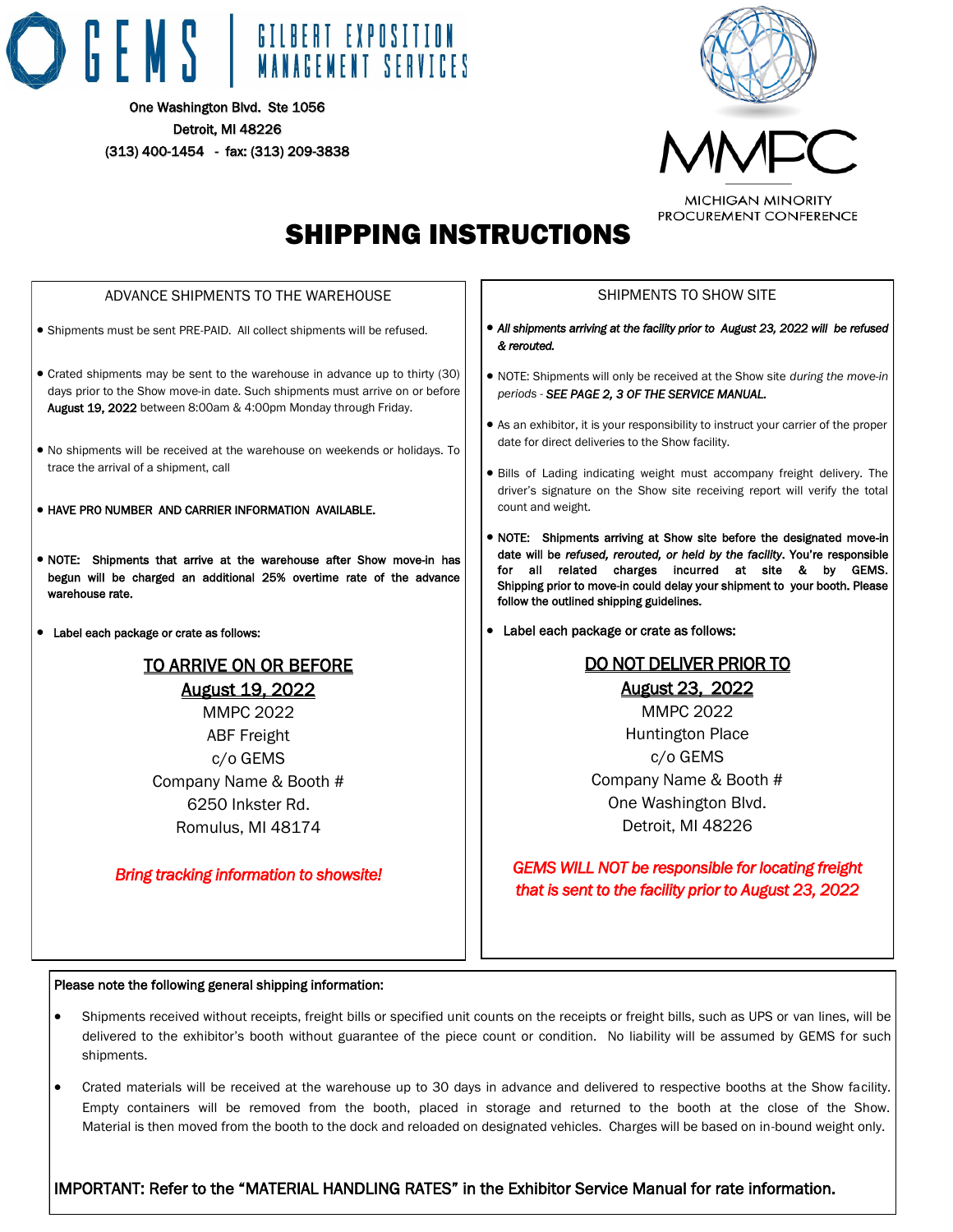**GEMS | GILBERT EXPOSITION MANAGEMENT SERVICES**

One Washington Blvd. Ste 1056
Detroit, MI 48226
(313) 400-1454 - fax: (313) 209-3838

**MMPC**
MICHIGAN MINORITY PROCUREMENT CONFERENCE

# SHIPPING INSTRUCTIONS

## ADVANCE SHIPMENTS TO THE WAREHOUSE

- Shipments must be sent PRE-PAID. All collect shipments will be refused.
- Crated shipments may be sent to the warehouse in advance up to thirty (30) days prior to the Show move-in date. Such shipments must arrive on or before August 19, 2022 between 8:00am & 4:00pm Monday through Friday.
- No shipments will be received at the warehouse on weekends or holidays. To trace the arrival of a shipment, call
- **HAVE PRO NUMBER AND CARRIER INFORMATION AVAILABLE.**
- **NOTE: Shipments that arrive at the warehouse after Show move-in has begun will be charged an additional 25% overtime rate of the advance warehouse rate.**
- Label each package or crate as follows:

**TO ARRIVE ON OR BEFORE**
**August 19, 2022**
MMPC 2022
ABF Freight
c/o GEMS
Company Name & Booth #
6250 Inkster Rd.
Romulus, MI 48174

***Bring tracking information to showsite!***

## SHIPMENTS TO SHOW SITE

- ***All shipments arriving at the facility prior to August 23, 2022 will be refused & rerouted.***
- NOTE: Shipments will only be received at the Show site *during the move-in periods* - ***SEE PAGE 2, 3 OF THE SERVICE MANUAL.***
- As an exhibitor, it is your responsibility to instruct your carrier of the proper date for direct deliveries to the Show facility.
- Bills of Lading indicating weight must accompany freight delivery. The driver's signature on the Show site receiving report will verify the total count and weight.
- **NOTE: Shipments arriving at Show site before the designated move-in date will be *refused, rerouted, or held by the facility*. You're responsible for all related charges incurred at site & by GEMS. Shipping prior to move-in could delay your shipment to your booth. Please follow the outlined shipping guidelines.**
- Label each package or crate as follows:

**DO NOT DELIVER PRIOR TO**
**August 23, 2022**
MMPC 2022
Huntington Place
c/o GEMS
Company Name & Booth #
One Washington Blvd.
Detroit, MI 48226

***GEMS WILL NOT be responsible for locating freight that is sent to the facility prior to August 23, 2022***

**Please note the following general shipping information:**

- Shipments received without receipts, freight bills or specified unit counts on the receipts or freight bills, such as UPS or van lines, will be delivered to the exhibitor's booth without guarantee of the piece count or condition. No liability will be assumed by GEMS for such shipments.
- Crated materials will be received at the warehouse up to 30 days in advance and delivered to respective booths at the Show facility. Empty containers will be removed from the booth, placed in storage and returned to the booth at the close of the Show. Material is then moved from the booth to the dock and reloaded on designated vehicles. Charges will be based on in-bound weight only.

**IMPORTANT: Refer to the "MATERIAL HANDLING RATES" in the Exhibitor Service Manual for rate information.**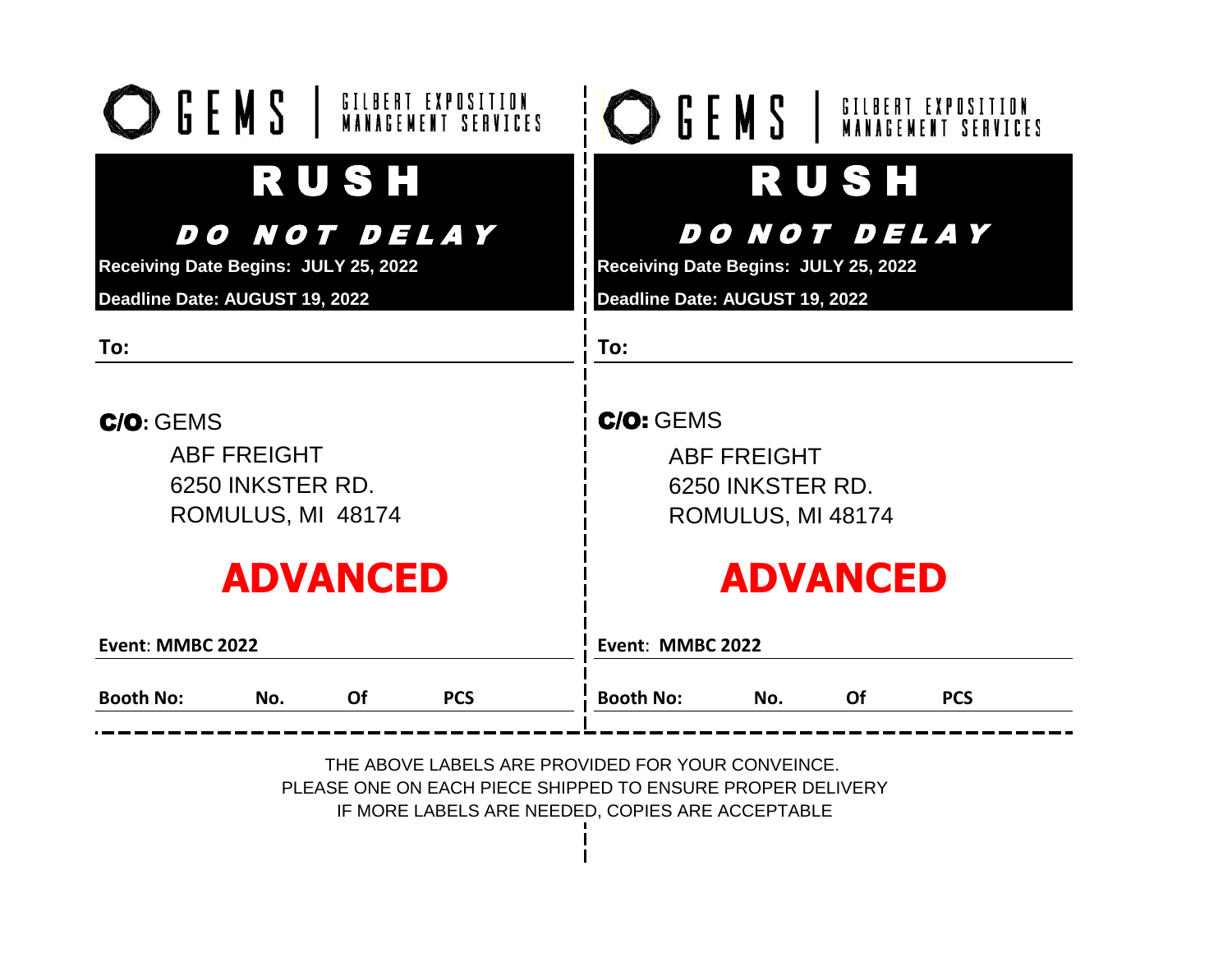GEMS | GILBERT EXPOSITION MANAGEMENT SERVICES

# RUSH

## DO NOT DELAY

**Receiving Date Begins: JULY 25, 2022**

**Deadline Date: AUGUST 19, 2022**

**To:**

**C/O**: GEMS
ABF FREIGHT
6250 INKSTER RD.
ROMULUS, MI 48174

# ADVANCED

**Event: MMBC 2022**

**Booth No:** **No.** **Of** **PCS**

---

GEMS | GILBERT EXPOSITION MANAGEMENT SERVICES

# RUSH

## DO NOT DELAY

**Receiving Date Begins: JULY 25, 2022**

**Deadline Date: AUGUST 19, 2022**

**To:**

**C/O:** GEMS
ABF FREIGHT
6250 INKSTER RD.
ROMULUS, MI 48174

# ADVANCED

**Event: MMBC 2022**

**Booth No:** **No.** **Of** **PCS**

---

THE ABOVE LABELS ARE PROVIDED FOR YOUR CONVEINCE.
PLEASE ONE ON EACH PIECE SHIPPED TO ENSURE PROPER DELIVERY
IF MORE LABELS ARE NEEDED, COPIES ARE ACCEPTABLE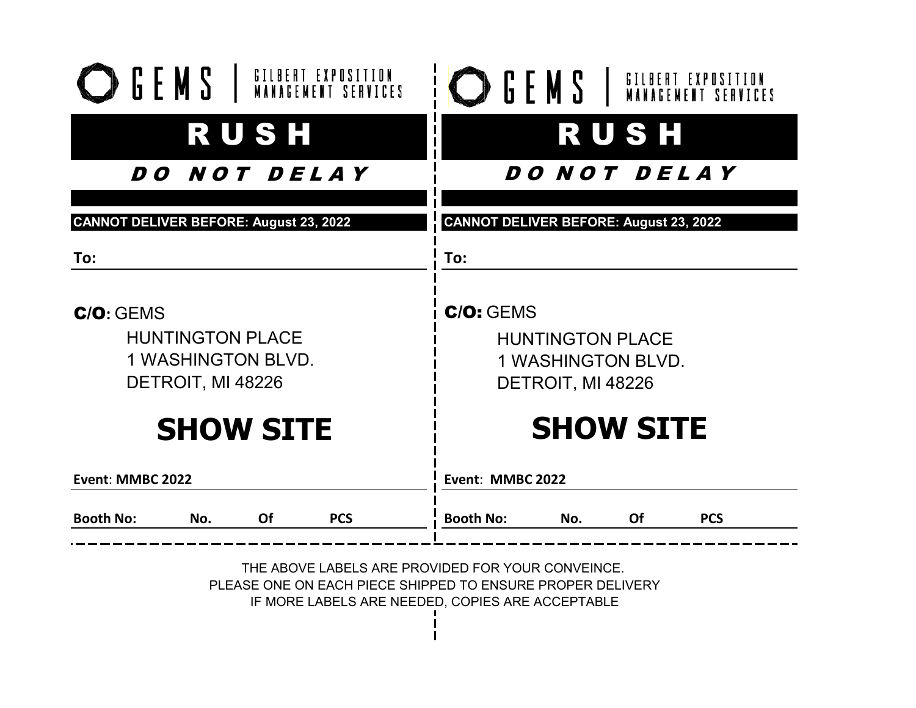GEMS | GILBERT EXPOSITION MANAGEMENT SERVICES

# RUSH

***DO NOT DELAY***

**CANNOT DELIVER BEFORE: August 23, 2022**

**To:**

**C/O:** GEMS
HUNTINGTON PLACE
1 WASHINGTON BLVD.
DETROIT, MI 48226

## SHOW SITE

**Event: MMBC 2022**

**Booth No:** **No.** **Of** **PCS**

---

GEMS | GILBERT EXPOSITION MANAGEMENT SERVICES

# RUSH

***DO NOT DELAY***

**CANNOT DELIVER BEFORE: August 23, 2022**

**To:**

**C/O:** GEMS
HUNTINGTON PLACE
1 WASHINGTON BLVD.
DETROIT, MI 48226

## SHOW SITE

**Event: MMBC 2022**

**Booth No:** **No.** **Of** **PCS**

---

THE ABOVE LABELS ARE PROVIDED FOR YOUR CONVEINCE.
PLEASE ONE ON EACH PIECE SHIPPED TO ENSURE PROPER DELIVERY
IF MORE LABELS ARE NEEDED, COPIES ARE ACCEPTABLE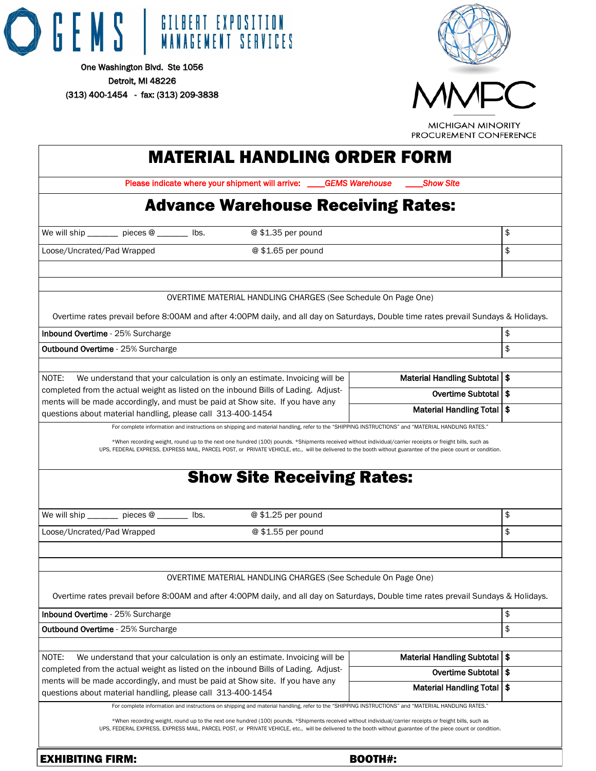GEMS | GILBERT EXPOSITION MANAGEMENT SERVICES

One Washington Blvd. Ste 1056
Detroit, MI 48226
(313) 400-1454 - fax: (313) 209-3838

MMPC
MICHIGAN MINORITY PROCUREMENT CONFERENCE

# MATERIAL HANDLING ORDER FORM

Please indicate where your shipment will arrive: ____*GEMS Warehouse* ____*Show Site*

## Advance Warehouse Receiving Rates:

| | | |
|---|---|---|
| We will ship _______ pieces @ _______ lbs. | @ $1.35 per pound | $ |
| Loose/Uncrated/Pad Wrapped | @ $1.65 per pound | $ |
| | | |

OVERTIME MATERIAL HANDLING CHARGES (See Schedule On Page One)

Overtime rates prevail before 8:00AM and after 4:00PM daily, and all day on Saturdays, Double time rates prevail Sundays & Holidays.

| | |
|---|---|
| **Inbound Overtime** - 25% Surcharge | $ |
| **Outbound Overtime** - 25% Surcharge | $ |

NOTE: We understand that your calculation is only an estimate. Invoicing will be completed from the actual weight as listed on the inbound Bills of Lading. Adjustments will be made accordingly, and must be paid at Show site. If you have any questions about material handling, please call 313-400-1454

| | |
|---|---|
| **Material Handling Subtotal** | **$** |
| **Overtime Subtotal** | **$** |
| **Material Handling Total** | **$** |

For complete information and instructions on shipping and material handling, refer to the "SHIPPING INSTRUCTIONS" and "MATERIAL HANDLING RATES."

*When recording weight, round up to the next one hundred (100) pounds. *Shipments received without individual/carrier receipts or freight bills, such as UPS, FEDERAL EXPRESS, EXPRESS MAIL, PARCEL POST, or PRIVATE VEHICLE, etc., will be delivered to the booth without guarantee of the piece count or condition.

## Show Site Receiving Rates:

| | | |
|---|---|---|
| We will ship _______ pieces @ _______ lbs. | @ $1.25 per pound | $ |
| Loose/Uncrated/Pad Wrapped | @ $1.55 per pound | $ |
| | | |

OVERTIME MATERIAL HANDLING CHARGES (See Schedule On Page One)

Overtime rates prevail before 8:00AM and after 4:00PM daily, and all day on Saturdays, Double time rates prevail Sundays & Holidays.

| | |
|---|---|
| **Inbound Overtime** - 25% Surcharge | $ |
| **Outbound Overtime** - 25% Surcharge | $ |

NOTE: We understand that your calculation is only an estimate. Invoicing will be completed from the actual weight as listed on the inbound Bills of Lading. Adjustments will be made accordingly, and must be paid at Show site. If you have any questions about material handling, please call 313-400-1454

| | |
|---|---|
| **Material Handling Subtotal** | **$** |
| **Overtime Subtotal** | **$** |
| **Material Handling Total** | **$** |

For complete information and instructions on shipping and material handling, refer to the "SHIPPING INSTRUCTIONS" and "MATERIAL HANDLING RATES."

*When recording weight, round up to the next one hundred (100) pounds. *Shipments received without individual/carrier receipts or freight bills, such as UPS, FEDERAL EXPRESS, EXPRESS MAIL, PARCEL POST, or PRIVATE VEHICLE, etc., will be delivered to the booth without guarantee of the piece count or condition.

**EXHIBITING FIRM:** **BOOTH#:**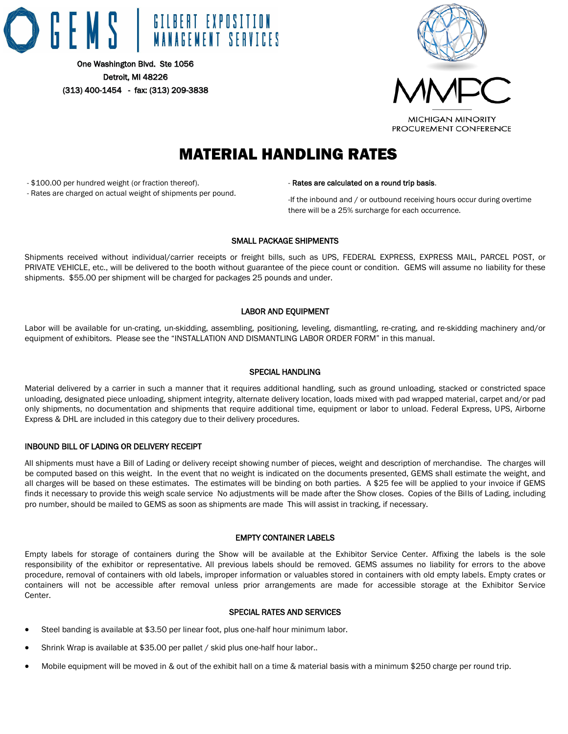GEMS | GILBERT EXPOSITION MANAGEMENT SERVICES

One Washington Blvd. Ste 1056
Detroit, MI 48226
(313) 400-1454 - fax: (313) 209-3838

MMPC
MICHIGAN MINORITY PROCUREMENT CONFERENCE

# MATERIAL HANDLING RATES

- $100.00 per hundred weight (or fraction thereof).
- Rates are charged on actual weight of shipments per pound.

- Rates are calculated on a round trip basis.

-If the inbound and / or outbound receiving hours occur during overtime there will be a 25% surcharge for each occurrence.

### SMALL PACKAGE SHIPMENTS

Shipments received without individual/carrier receipts or freight bills, such as UPS, FEDERAL EXPRESS, EXPRESS MAIL, PARCEL POST, or PRIVATE VEHICLE, etc., will be delivered to the booth without guarantee of the piece count or condition. GEMS will assume no liability for these shipments. $55.00 per shipment will be charged for packages 25 pounds and under.

### LABOR AND EQUIPMENT

Labor will be available for un-crating, un-skidding, assembling, positioning, leveling, dismantling, re-crating, and re-skidding machinery and/or equipment of exhibitors. Please see the "INSTALLATION AND DISMANTLING LABOR ORDER FORM" in this manual.

### SPECIAL HANDLING

Material delivered by a carrier in such a manner that it requires additional handling, such as ground unloading, stacked or constricted space unloading, designated piece unloading, shipment integrity, alternate delivery location, loads mixed with pad wrapped material, carpet and/or pad only shipments, no documentation and shipments that require additional time, equipment or labor to unload. Federal Express, UPS, Airborne Express & DHL are included in this category due to their delivery procedures.

### INBOUND BILL OF LADING OR DELIVERY RECEIPT

All shipments must have a Bill of Lading or delivery receipt showing number of pieces, weight and description of merchandise. The charges will be computed based on this weight. In the event that no weight is indicated on the documents presented, GEMS shall estimate the weight, and all charges will be based on these estimates. The estimates will be binding on both parties. A $25 fee will be applied to your invoice if GEMS finds it necessary to provide this weigh scale service No adjustments will be made after the Show closes. Copies of the Bills of Lading, including pro number, should be mailed to GEMS as soon as shipments are made This will assist in tracking, if necessary.

### EMPTY CONTAINER LABELS

Empty labels for storage of containers during the Show will be available at the Exhibitor Service Center. Affixing the labels is the sole responsibility of the exhibitor or representative. All previous labels should be removed. GEMS assumes no liability for errors to the above procedure, removal of containers with old labels, improper information or valuables stored in containers with old empty labels. Empty crates or containers will not be accessible after removal unless prior arrangements are made for accessible storage at the Exhibitor Service Center.

### SPECIAL RATES AND SERVICES

- Steel banding is available at $3.50 per linear foot, plus one-half hour minimum labor.
- Shrink Wrap is available at $35.00 per pallet / skid plus one-half hour labor..
- Mobile equipment will be moved in & out of the exhibit hall on a time & material basis with a minimum $250 charge per round trip.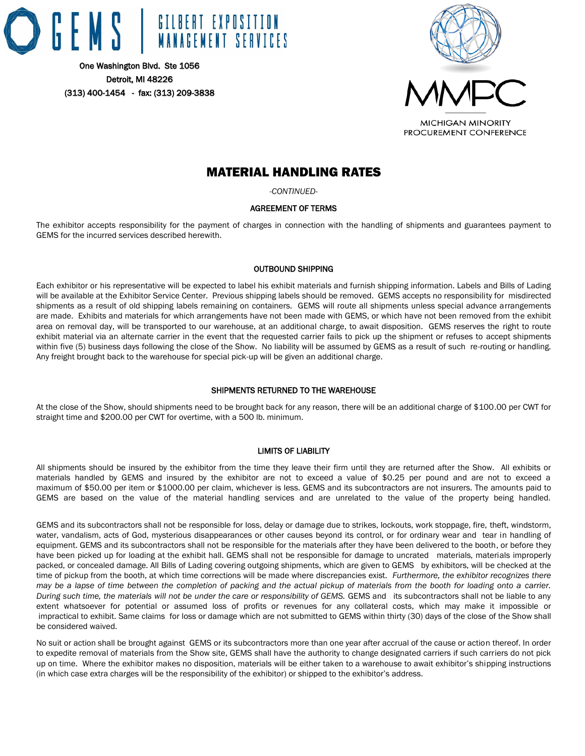GEMS | GILBERT EXPOSITION MANAGEMENT SERVICES

One Washington Blvd. Ste 1056
Detroit, MI 48226
(313) 400-1454 - fax: (313) 209-3838

MMPC
MICHIGAN MINORITY PROCUREMENT CONFERENCE

# MATERIAL HANDLING RATES

*-CONTINUED-*

## AGREEMENT OF TERMS

The exhibitor accepts responsibility for the payment of charges in connection with the handling of shipments and guarantees payment to GEMS for the incurred services described herewith.

## OUTBOUND SHIPPING

Each exhibitor or his representative will be expected to label his exhibit materials and furnish shipping information. Labels and Bills of Lading will be available at the Exhibitor Service Center. Previous shipping labels should be removed. GEMS accepts no responsibility for misdirected shipments as a result of old shipping labels remaining on containers. GEMS will route all shipments unless special advance arrangements are made. Exhibits and materials for which arrangements have not been made with GEMS, or which have not been removed from the exhibit area on removal day, will be transported to our warehouse, at an additional charge, to await disposition. GEMS reserves the right to route exhibit material via an alternate carrier in the event that the requested carrier fails to pick up the shipment or refuses to accept shipments within five (5) business days following the close of the Show. No liability will be assumed by GEMS as a result of such re-routing or handling. Any freight brought back to the warehouse for special pick-up will be given an additional charge.

## SHIPMENTS RETURNED TO THE WAREHOUSE

At the close of the Show, should shipments need to be brought back for any reason, there will be an additional charge of $100.00 per CWT for straight time and $200.00 per CWT for overtime, with a 500 lb. minimum.

## LIMITS OF LIABILITY

All shipments should be insured by the exhibitor from the time they leave their firm until they are returned after the Show. All exhibits or materials handled by GEMS and insured by the exhibitor are not to exceed a value of $0.25 per pound and are not to exceed a maximum of $50.00 per item or $1000.00 per claim, whichever is less. GEMS and its subcontractors are not insurers. The amounts paid to GEMS are based on the value of the material handling services and are unrelated to the value of the property being handled.

GEMS and its subcontractors shall not be responsible for loss, delay or damage due to strikes, lockouts, work stoppage, fire, theft, windstorm, water, vandalism, acts of God, mysterious disappearances or other causes beyond its control, or for ordinary wear and tear in handling of equipment. GEMS and its subcontractors shall not be responsible for the materials after they have been delivered to the booth, or before they have been picked up for loading at the exhibit hall. GEMS shall not be responsible for damage to uncrated materials, materials improperly packed, or concealed damage. All Bills of Lading covering outgoing shipments, which are given to GEMS by exhibitors, will be checked at the time of pickup from the booth, at which time corrections will be made where discrepancies exist. *Furthermore, the exhibitor recognizes there may be a lapse of time between the completion of packing and the actual pickup of materials from the booth for loading onto a carrier. During such time, the materials will not be under the care or responsibility of GEMS.* GEMS and its subcontractors shall not be liable to any extent whatsoever for potential or assumed loss of profits or revenues for any collateral costs, which may make it impossible or impractical to exhibit. Same claims for loss or damage which are not submitted to GEMS within thirty (30) days of the close of the Show shall be considered waived.

No suit or action shall be brought against GEMS or its subcontractors more than one year after accrual of the cause or action thereof. In order to expedite removal of materials from the Show site, GEMS shall have the authority to change designated carriers if such carriers do not pick up on time. Where the exhibitor makes no disposition, materials will be either taken to a warehouse to await exhibitor's shipping instructions (in which case extra charges will be the responsibility of the exhibitor) or shipped to the exhibitor's address.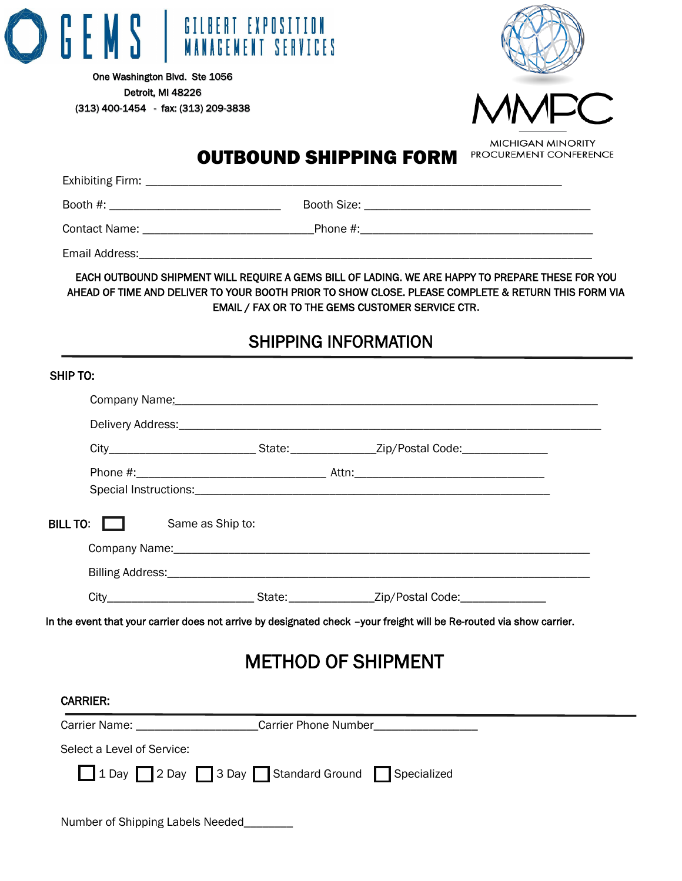GEMS | GILBERT EXPOSITION MANAGEMENT SERVICES

One Washington Blvd. Ste 1056
Detroit, MI 48226
(313) 400-1454 - fax: (313) 209-3838

MMPC
MICHIGAN MINORITY PROCUREMENT CONFERENCE

# OUTBOUND SHIPPING FORM

Exhibiting Firm: ______________________________________________________________

Booth #: __________________________ Booth Size: ___________________________________

Contact Name: __________________________Phone #:___________________________________

Email Address:_________________________________________________________________

**EACH OUTBOUND SHIPMENT WILL REQUIRE A GEMS BILL OF LADING. WE ARE HAPPY TO PREPARE THESE FOR YOU AHEAD OF TIME AND DELIVER TO YOUR BOOTH PRIOR TO SHOW CLOSE. PLEASE COMPLETE & RETURN THIS FORM VIA EMAIL / FAX OR TO THE GEMS CUSTOMER SERVICE CTR.**

## SHIPPING INFORMATION

**SHIP TO:**

Company Name:_________________________________________________________________

Delivery Address:_______________________________________________________________

City______________________ State:_____________Zip/Postal Code:_____________

Phone #:_____________________________ Attn:______________________________

Special Instructions:_____________________________________________________

**BILL TO:** ☐ Same as Ship to:

Company Name:_________________________________________________________________

Billing Address:_______________________________________________________________

City______________________ State:_____________Zip/Postal Code:_____________

**In the event that your carrier does not arrive by designated check –your freight will be Re-routed via show carrier.**

## METHOD OF SHIPMENT

**CARRIER:**

Carrier Name: __________________Carrier Phone Number________________

Select a Level of Service:

☐ 1 Day ☐ 2 Day ☐ 3 Day ☐ Standard Ground ☐ Specialized

Number of Shipping Labels Needed________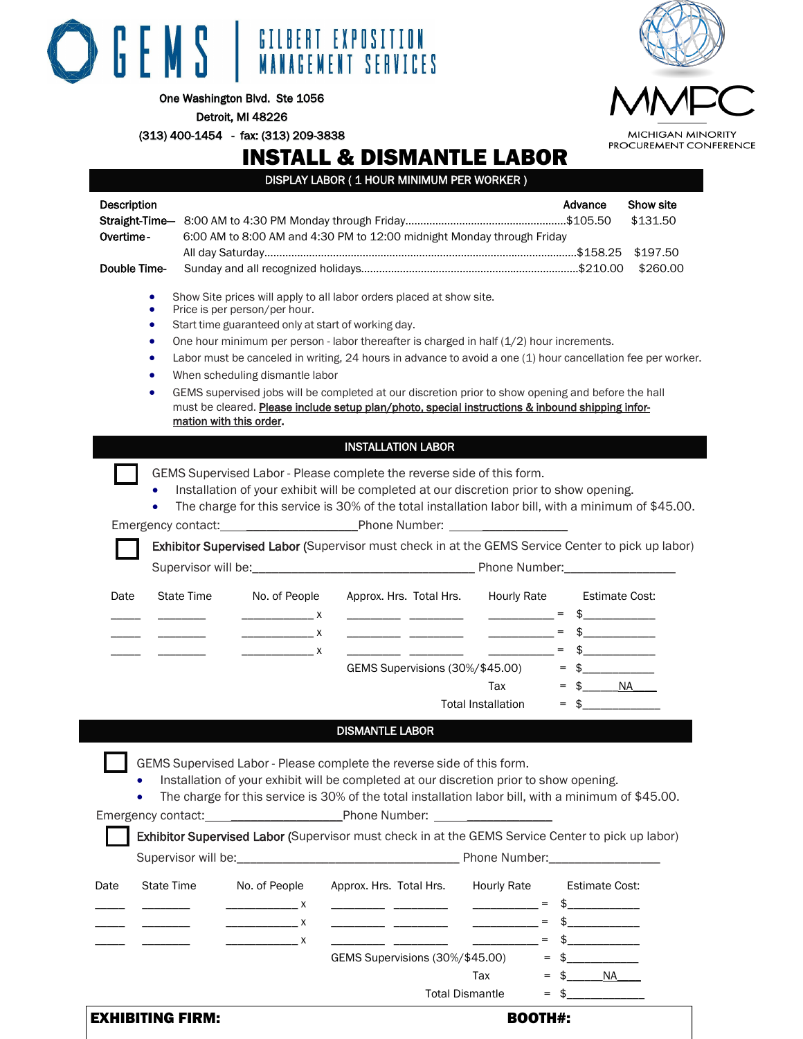# GEMS | GILBERT EXPOSITION MANAGEMENT SERVICES

One Washington Blvd. Ste 1056
Detroit, MI 48226
(313) 400-1454 - fax: (313) 209-3838

MMPC
MICHIGAN MINORITY PROCUREMENT CONFERENCE

# INSTALL & DISMANTLE LABOR

## DISPLAY LABOR ( 1 HOUR MINIMUM PER WORKER )

| Description | | Advance | Show site |
|---|---|---|---|
| **Straight-Time**— | 8:00 AM to 4:30 PM Monday through Friday | $105.50 | $131.50 |
| **Overtime**- | 6:00 AM to 8:00 AM and 4:30 PM to 12:00 midnight Monday through Friday<br>All day Saturday | $158.25 | $197.50 |
| **Double Time**- | Sunday and all recognized holidays | $210.00 | $260.00 |

- Show Site prices will apply to all labor orders placed at show site.
- Price is per person/per hour.
- Start time guaranteed only at start of working day.
- One hour minimum per person - labor thereafter is charged in half (1/2) hour increments.
- Labor must be canceled in writing, 24 hours in advance to avoid a one (1) hour cancellation fee per worker.
- When scheduling dismantle labor
- GEMS supervised jobs will be completed at our discretion prior to show opening and before the hall must be cleared. **Please include setup plan/photo, special instructions & inbound shipping information with this order.**

## INSTALLATION LABOR

☐ GEMS Supervised Labor - Please complete the reverse side of this form.

- Installation of your exhibit will be completed at our discretion prior to show opening.
- The charge for this service is 30% of the total installation labor bill, with a minimum of $45.00.

Emergency contact:____________________ Phone Number: ______________

☐ **Exhibitor Supervised Labor** (Supervisor must check in at the GEMS Service Center to pick up labor)

Supervisor will be:______________________________ Phone Number:________________

| Date | State Time | No. of People | | Approx. Hrs. | Total Hrs. | Hourly Rate | | Estimate Cost: |
|---|---|---|---|---|---|---|---|---|
| _____ | ________ | ___________ | x | ________ | ________ | __________ | = | $___________ |
| _____ | ________ | ___________ | x | ________ | ________ | __________ | = | $___________ |
| _____ | ________ | ___________ | x | ________ | ________ | __________ | = | $___________ |
| | | | | GEMS Supervisions (30%/$45.00) | | | = | $___________ |
| | | | | | | Tax | = | $_____NA____ |
| | | | | | Total Installation | | = | $___________ |

## DISMANTLE LABOR

☐ GEMS Supervised Labor - Please complete the reverse side of this form.

- Installation of your exhibit will be completed at our discretion prior to show opening.
- The charge for this service is 30% of the total installation labor bill, with a minimum of $45.00.

Emergency contact:____________________ Phone Number: ______________

☐ **Exhibitor Supervised Labor** (Supervisor must check in at the GEMS Service Center to pick up labor)

Supervisor will be:______________________________ Phone Number:________________

| Date | State Time | No. of People | | Approx. Hrs. | Total Hrs. | Hourly Rate | | Estimate Cost: |
|---|---|---|---|---|---|---|---|---|
| _____ | ________ | ___________ | x | ________ | ________ | __________ | = | $___________ |
| _____ | ________ | ___________ | x | ________ | ________ | __________ | = | $___________ |
| _____ | ________ | ___________ | x | ________ | ________ | __________ | = | $___________ |
| | | | | GEMS Supervisions (30%/$45.00) | | | = | $___________ |
| | | | | | | Tax | = | $_____NA____ |
| | | | | | Total Dismantle | | = | $___________ |

**EXHIBITING FIRM:** **BOOTH#:**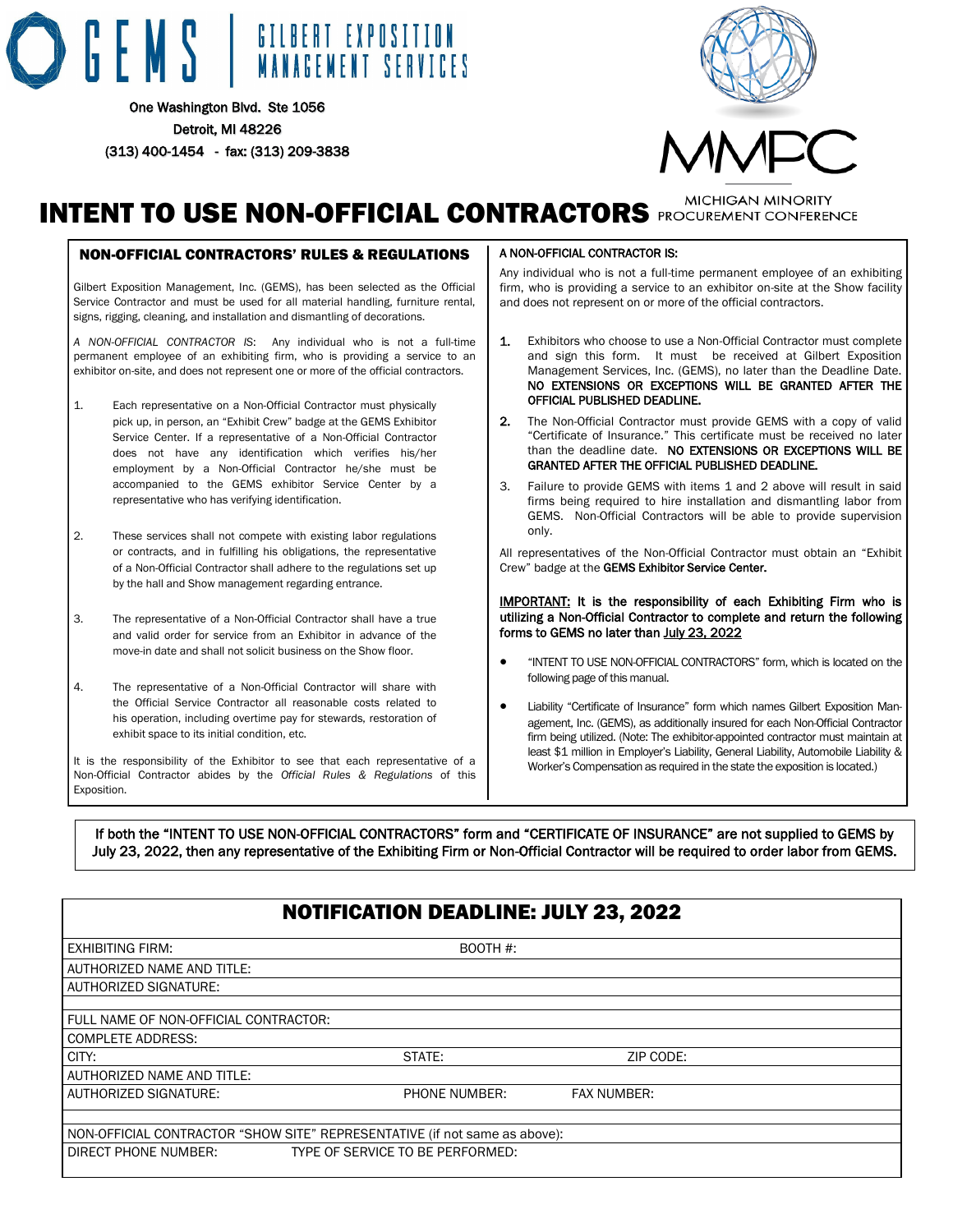# GEMS | GILBERT EXPOSITION MANAGEMENT SERVICES

One Washington Blvd. Ste 1056
Detroit, MI 48226
(313) 400-1454 - fax: (313) 209-3838

MMPC
MICHIGAN MINORITY PROCUREMENT CONFERENCE

# INTENT TO USE NON-OFFICIAL CONTRACTORS

## NON-OFFICIAL CONTRACTORS' RULES & REGULATIONS

Gilbert Exposition Management, Inc. (GEMS), has been selected as the Official Service Contractor and must be used for all material handling, furniture rental, signs, rigging, cleaning, and installation and dismantling of decorations.

*A NON-OFFICIAL CONTRACTOR IS*: Any individual who is not a full-time permanent employee of an exhibiting firm, who is providing a service to an exhibitor on-site, and does not represent one or more of the official contractors.

1. Each representative on a Non-Official Contractor must physically pick up, in person, an "Exhibit Crew" badge at the GEMS Exhibitor Service Center. If a representative of a Non-Official Contractor does not have any identification which verifies his/her employment by a Non-Official Contractor he/she must be accompanied to the GEMS exhibitor Service Center by a representative who has verifying identification.
2. These services shall not compete with existing labor regulations or contracts, and in fulfilling his obligations, the representative of a Non-Official Contractor shall adhere to the regulations set up by the hall and Show management regarding entrance.
3. The representative of a Non-Official Contractor shall have a true and valid order for service from an Exhibitor in advance of the move-in date and shall not solicit business on the Show floor.
4. The representative of a Non-Official Contractor will share with the Official Service Contractor all reasonable costs related to his operation, including overtime pay for stewards, restoration of exhibit space to its initial condition, etc.

It is the responsibility of the Exhibitor to see that each representative of a Non-Official Contractor abides by the *Official Rules & Regulations* of this Exposition.

A NON-OFFICIAL CONTRACTOR IS:

Any individual who is not a full-time permanent employee of an exhibiting firm, who is providing a service to an exhibitor on-site at the Show facility and does not represent on or more of the official contractors.

1. Exhibitors who choose to use a Non-Official Contractor must complete and sign this form. It must be received at Gilbert Exposition Management Services, Inc. (GEMS), no later than the Deadline Date. **NO EXTENSIONS OR EXCEPTIONS WILL BE GRANTED AFTER THE OFFICIAL PUBLISHED DEADLINE.**
2. The Non-Official Contractor must provide GEMS with a copy of valid "Certificate of Insurance." This certificate must be received no later than the deadline date. **NO EXTENSIONS OR EXCEPTIONS WILL BE GRANTED AFTER THE OFFICIAL PUBLISHED DEADLINE.**
3. Failure to provide GEMS with items 1 and 2 above will result in said firms being required to hire installation and dismantling labor from GEMS. Non-Official Contractors will be able to provide supervision only.

All representatives of the Non-Official Contractor must obtain an "Exhibit Crew" badge at the **GEMS Exhibitor Service Center.**

**IMPORTANT: It is the responsibility of each Exhibiting Firm who is utilizing a Non-Official Contractor to complete and return the following forms to GEMS no later than July 23, 2022**

- "INTENT TO USE NON-OFFICIAL CONTRACTORS" form, which is located on the following page of this manual.
- Liability "Certificate of Insurance" form which names Gilbert Exposition Management, Inc. (GEMS), as additionally insured for each Non-Official Contractor firm being utilized. (Note: The exhibitor-appointed contractor must maintain at least $1 million in Employer's Liability, General Liability, Automobile Liability & Worker's Compensation as required in the state the exposition is located.)

If both the "INTENT TO USE NON-OFFICIAL CONTRACTORS" form and "CERTIFICATE OF INSURANCE" are not supplied to GEMS by July 23, 2022, then any representative of the Exhibiting Firm or Non-Official Contractor will be required to order labor from GEMS.

## NOTIFICATION DEADLINE: JULY 23, 2022

| | | |
|---|---|---|
| EXHIBITING FIRM: | BOOTH #: | |
| AUTHORIZED NAME AND TITLE: | | |
| AUTHORIZED SIGNATURE: | | |
| | | |
| FULL NAME OF NON-OFFICIAL CONTRACTOR: | | |
| COMPLETE ADDRESS: | | |
| CITY: | STATE: | ZIP CODE: |
| AUTHORIZED NAME AND TITLE: | | |
| AUTHORIZED SIGNATURE: | PHONE NUMBER: | FAX NUMBER: |
| | | |
| NON-OFFICIAL CONTRACTOR "SHOW SITE" REPRESENTATIVE (if not same as above): | | |
| DIRECT PHONE NUMBER: | TYPE OF SERVICE TO BE PERFORMED: | |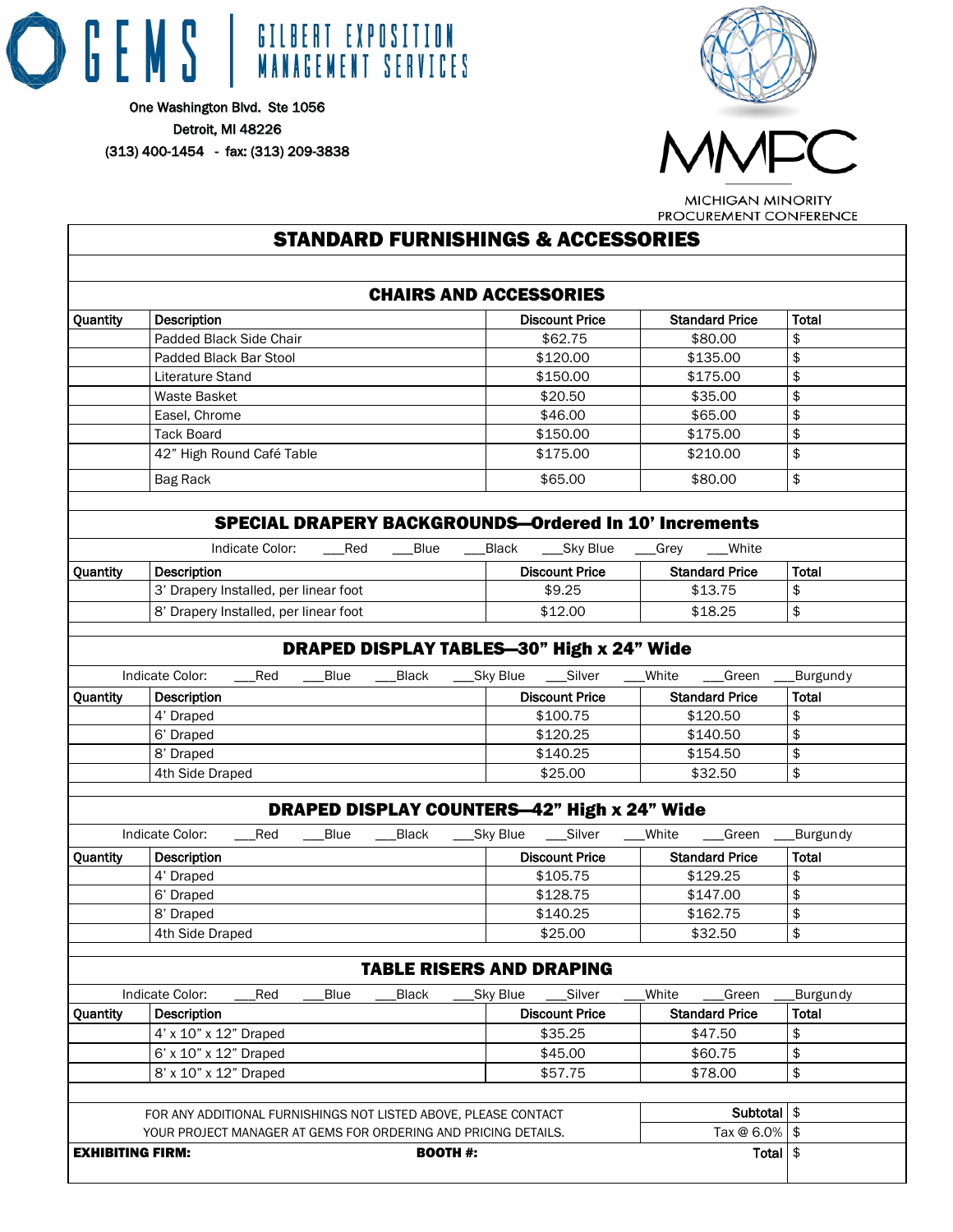GEMS | GILBERT EXPOSITION MANAGEMENT SERVICES

One Washington Blvd. Ste 1056
Detroit, MI 48226
(313) 400-1454 - fax: (313) 209-3838

MMPC
MICHIGAN MINORITY PROCUREMENT CONFERENCE

# STANDARD FURNISHINGS & ACCESSORIES

## CHAIRS AND ACCESSORIES

| Quantity | Description | Discount Price | Standard Price | Total |
|---|---|---|---|---|
| | Padded Black Side Chair | $62.75 | $80.00 | $ |
| | Padded Black Bar Stool | $120.00 | $135.00 | $ |
| | Literature Stand | $150.00 | $175.00 | $ |
| | Waste Basket | $20.50 | $35.00 | $ |
| | Easel, Chrome | $46.00 | $65.00 | $ |
| | Tack Board | $150.00 | $175.00 | $ |
| | 42" High Round Café Table | $175.00 | $210.00 | $ |
| | Bag Rack | $65.00 | $80.00 | $ |

## SPECIAL DRAPERY BACKGROUNDS—Ordered In 10' Increments

Indicate Color: ___Red ___Blue ___Black ___Sky Blue ___Grey ___White

| Quantity | Description | Discount Price | Standard Price | Total |
|---|---|---|---|---|
| | 3' Drapery Installed, per linear foot | $9.25 | $13.75 | $ |
| | 8' Drapery Installed, per linear foot | $12.00 | $18.25 | $ |

## DRAPED DISPLAY TABLES—30" High x 24" Wide

Indicate Color: ___Red ___Blue ___Black ___Sky Blue ___Silver ___White ___Green ___Burgundy

| Quantity | Description | Discount Price | Standard Price | Total |
|---|---|---|---|---|
| | 4' Draped | $100.75 | $120.50 | $ |
| | 6' Draped | $120.25 | $140.50 | $ |
| | 8' Draped | $140.25 | $154.50 | $ |
| | 4th Side Draped | $25.00 | $32.50 | $ |

## DRAPED DISPLAY COUNTERS—42" High x 24" Wide

Indicate Color: ___Red ___Blue ___Black ___Sky Blue ___Silver ___White ___Green ___Burgundy

| Quantity | Description | Discount Price | Standard Price | Total |
|---|---|---|---|---|
| | 4' Draped | $105.75 | $129.25 | $ |
| | 6' Draped | $128.75 | $147.00 | $ |
| | 8' Draped | $140.25 | $162.75 | $ |
| | 4th Side Draped | $25.00 | $32.50 | $ |

## TABLE RISERS AND DRAPING

Indicate Color: ___Red ___Blue ___Black ___Sky Blue ___Silver ___White ___Green ___Burgundy

| Quantity | Description | Discount Price | Standard Price | Total |
|---|---|---|---|---|
| | 4' x 10" x 12" Draped | $35.25 | $47.50 | $ |
| | 6' x 10" x 12" Draped | $45.00 | $60.75 | $ |
| | 8' x 10" x 12" Draped | $57.75 | $78.00 | $ |

FOR ANY ADDITIONAL FURNISHINGS NOT LISTED ABOVE, PLEASE CONTACT YOUR PROJECT MANAGER AT GEMS FOR ORDERING AND PRICING DETAILS.

| | |
|---|---|
| Subtotal | $ |
| Tax @ 6.0% | $ |
| Total | $ |

**EXHIBITING FIRM:** **BOOTH #:**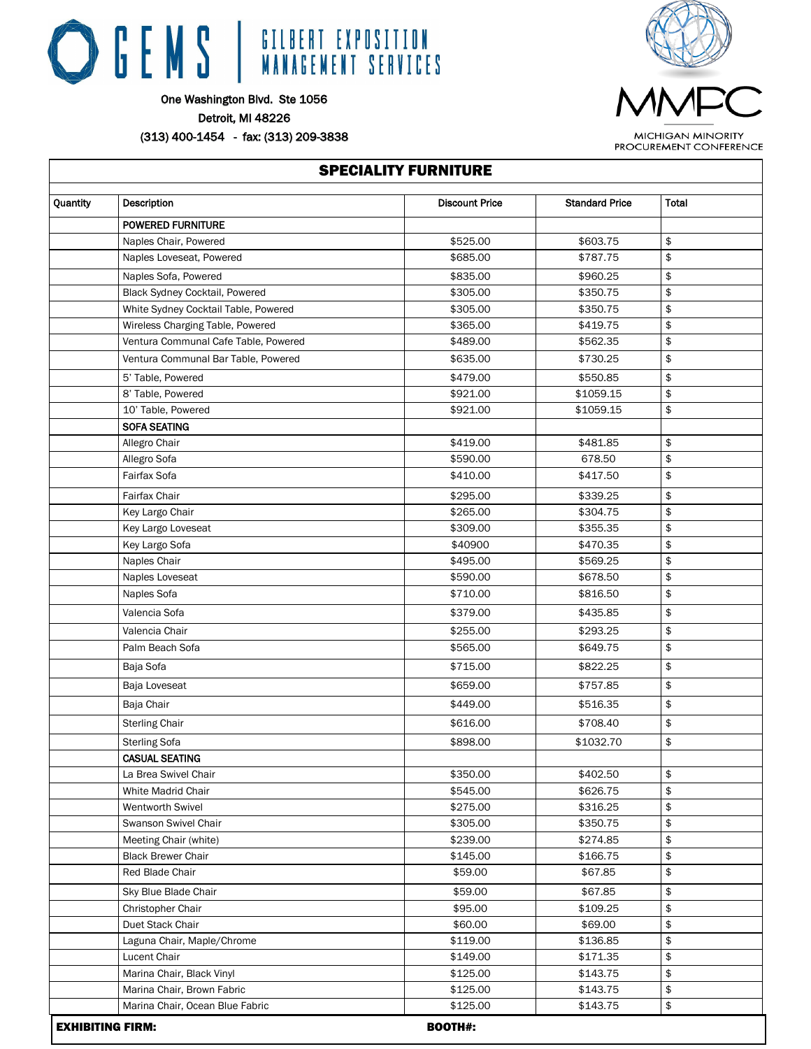# GEMS | GILBERT EXPOSITION MANAGEMENT SERVICES

One Washington Blvd. Ste 1056
Detroit, MI 48226
(313) 400-1454 - fax: (313) 209-3838

MMPC
MICHIGAN MINORITY PROCUREMENT CONFERENCE

## SPECIALITY FURNITURE

| Quantity | Description | Discount Price | Standard Price | Total |
|---|---|---|---|---|
| | **POWERED FURNITURE** | | | |
| | Naples Chair, Powered | $525.00 | $603.75 | $ |
| | Naples Loveseat, Powered | $685.00 | $787.75 | $ |
| | Naples Sofa, Powered | $835.00 | $960.25 | $ |
| | Black Sydney Cocktail, Powered | $305.00 | $350.75 | $ |
| | White Sydney Cocktail Table, Powered | $305.00 | $350.75 | $ |
| | Wireless Charging Table, Powered | $365.00 | $419.75 | $ |
| | Ventura Communal Cafe Table, Powered | $489.00 | $562.35 | $ |
| | Ventura Communal Bar Table, Powered | $635.00 | $730.25 | $ |
| | 5' Table, Powered | $479.00 | $550.85 | $ |
| | 8' Table, Powered | $921.00 | $1059.15 | $ |
| | 10' Table, Powered | $921.00 | $1059.15 | $ |
| | **SOFA SEATING** | | | |
| | Allegro Chair | $419.00 | $481.85 | $ |
| | Allegro Sofa | $590.00 | 678.50 | $ |
| | Fairfax Sofa | $410.00 | $417.50 | $ |
| | Fairfax Chair | $295.00 | $339.25 | $ |
| | Key Largo Chair | $265.00 | $304.75 | $ |
| | Key Largo Loveseat | $309.00 | $355.35 | $ |
| | Key Largo Sofa | $40900 | $470.35 | $ |
| | Naples Chair | $495.00 | $569.25 | $ |
| | Naples Loveseat | $590.00 | $678.50 | $ |
| | Naples Sofa | $710.00 | $816.50 | $ |
| | Valencia Sofa | $379.00 | $435.85 | $ |
| | Valencia Chair | $255.00 | $293.25 | $ |
| | Palm Beach Sofa | $565.00 | $649.75 | $ |
| | Baja Sofa | $715.00 | $822.25 | $ |
| | Baja Loveseat | $659.00 | $757.85 | $ |
| | Baja Chair | $449.00 | $516.35 | $ |
| | Sterling Chair | $616.00 | $708.40 | $ |
| | Sterling Sofa | $898.00 | $1032.70 | $ |
| | **CASUAL SEATING** | | | |
| | La Brea Swivel Chair | $350.00 | $402.50 | $ |
| | White Madrid Chair | $545.00 | $626.75 | $ |
| | Wentworth Swivel | $275.00 | $316.25 | $ |
| | Swanson Swivel Chair | $305.00 | $350.75 | $ |
| | Meeting Chair (white) | $239.00 | $274.85 | $ |
| | Black Brewer Chair | $145.00 | $166.75 | $ |
| | Red Blade Chair | $59.00 | $67.85 | $ |
| | Sky Blue Blade Chair | $59.00 | $67.85 | $ |
| | Christopher Chair | $95.00 | $109.25 | $ |
| | Duet Stack Chair | $60.00 | $69.00 | $ |
| | Laguna Chair, Maple/Chrome | $119.00 | $136.85 | $ |
| | Lucent Chair | $149.00 | $171.35 | $ |
| | Marina Chair, Black Vinyl | $125.00 | $143.75 | $ |
| | Marina Chair, Brown Fabric | $125.00 | $143.75 | $ |
| | Marina Chair, Ocean Blue Fabric | $125.00 | $143.75 | $ |

**EXHIBITING FIRM:** **BOOTH#:**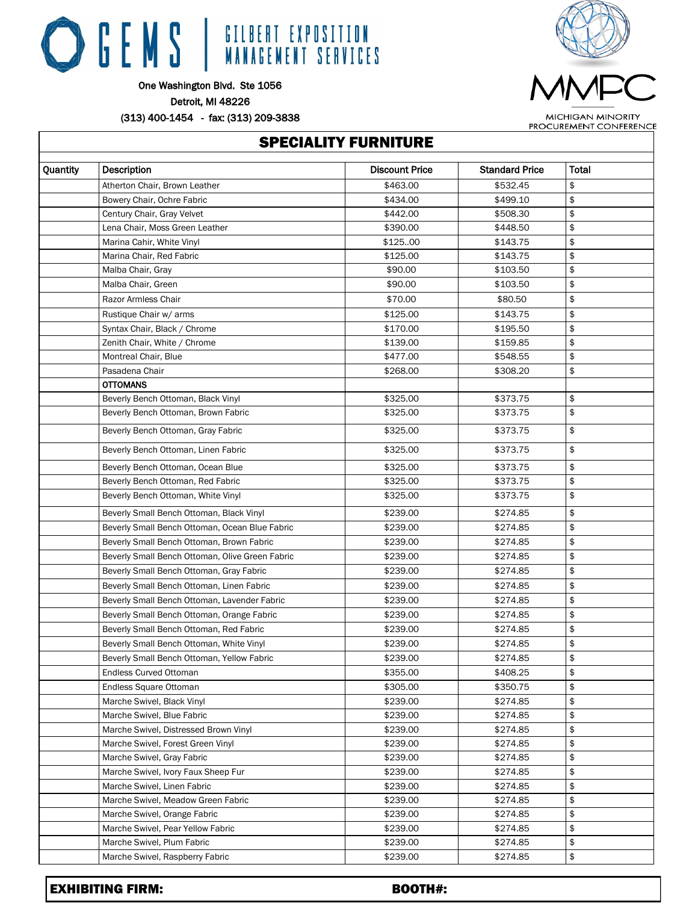GEMS | GILBERT EXPOSITION MANAGEMENT SERVICES

One Washington Blvd. Ste 1056
Detroit, MI 48226
(313) 400-1454 - fax: (313) 209-3838

MMPC
MICHIGAN MINORITY PROCUREMENT CONFERENCE

## SPECIALITY FURNITURE

| Quantity | Description | Discount Price | Standard Price | Total |
|---|---|---|---|---|
| | Atherton Chair, Brown Leather | $463.00 | $532.45 | $ |
| | Bowery Chair, Ochre Fabric | $434.00 | $499.10 | $ |
| | Century Chair, Gray Velvet | $442.00 | $508.30 | $ |
| | Lena Chair, Moss Green Leather | $390.00 | $448.50 | $ |
| | Marina Cahir, White Vinyl | $125..00 | $143.75 | $ |
| | Marina Chair, Red Fabric | $125.00 | $143.75 | $ |
| | Malba Chair, Gray | $90.00 | $103.50 | $ |
| | Malba Chair, Green | $90.00 | $103.50 | $ |
| | Razor Armless Chair | $70.00 | $80.50 | $ |
| | Rustique Chair w/ arms | $125.00 | $143.75 | $ |
| | Syntax Chair, Black / Chrome | $170.00 | $195.50 | $ |
| | Zenith Chair, White / Chrome | $139.00 | $159.85 | $ |
| | Montreal Chair, Blue | $477.00 | $548.55 | $ |
| | Pasadena Chair | $268.00 | $308.20 | $ |
| | **OTTOMANS** | | | |
| | Beverly Bench Ottoman, Black Vinyl | $325.00 | $373.75 | $ |
| | Beverly Bench Ottoman, Brown Fabric | $325.00 | $373.75 | $ |
| | Beverly Bench Ottoman, Gray Fabric | $325.00 | $373.75 | $ |
| | Beverly Bench Ottoman, Linen Fabric | $325.00 | $373.75 | $ |
| | Beverly Bench Ottoman, Ocean Blue | $325.00 | $373.75 | $ |
| | Beverly Bench Ottoman, Red Fabric | $325.00 | $373.75 | $ |
| | Beverly Bench Ottoman, White Vinyl | $325.00 | $373.75 | $ |
| | Beverly Small Bench Ottoman, Black Vinyl | $239.00 | $274.85 | $ |
| | Beverly Small Bench Ottoman, Ocean Blue Fabric | $239.00 | $274.85 | $ |
| | Beverly Small Bench Ottoman, Brown Fabric | $239.00 | $274.85 | $ |
| | Beverly Small Bench Ottoman, Olive Green Fabric | $239.00 | $274.85 | $ |
| | Beverly Small Bench Ottoman, Gray Fabric | $239.00 | $274.85 | $ |
| | Beverly Small Bench Ottoman, Linen Fabric | $239.00 | $274.85 | $ |
| | Beverly Small Bench Ottoman, Lavender Fabric | $239.00 | $274.85 | $ |
| | Beverly Small Bench Ottoman, Orange Fabric | $239.00 | $274.85 | $ |
| | Beverly Small Bench Ottoman, Red Fabric | $239.00 | $274.85 | $ |
| | Beverly Small Bench Ottoman, White Vinyl | $239.00 | $274.85 | $ |
| | Beverly Small Bench Ottoman, Yellow Fabric | $239.00 | $274.85 | $ |
| | Endless Curved Ottoman | $355.00 | $408.25 | $ |
| | Endless Square Ottoman | $305.00 | $350.75 | $ |
| | Marche Swivel, Black Vinyl | $239.00 | $274.85 | $ |
| | Marche Swivel, Blue Fabric | $239.00 | $274.85 | $ |
| | Marche Swivel, Distressed Brown Vinyl | $239.00 | $274.85 | $ |
| | Marche Swivel, Forest Green Vinyl | $239.00 | $274.85 | $ |
| | Marche Swivel, Gray Fabric | $239.00 | $274.85 | $ |
| | Marche Swivel, Ivory Faux Sheep Fur | $239.00 | $274.85 | $ |
| | Marche Swivel, Linen Fabric | $239.00 | $274.85 | $ |
| | Marche Swivel, Meadow Green Fabric | $239.00 | $274.85 | $ |
| | Marche Swivel, Orange Fabric | $239.00 | $274.85 | $ |
| | Marche Swivel, Pear Yellow Fabric | $239.00 | $274.85 | $ |
| | Marche Swivel, Plum Fabric | $239.00 | $274.85 | $ |
| | Marche Swivel, Raspberry Fabric | $239.00 | $274.85 | $ |

**EXHIBITING FIRM:** **BOOTH#:**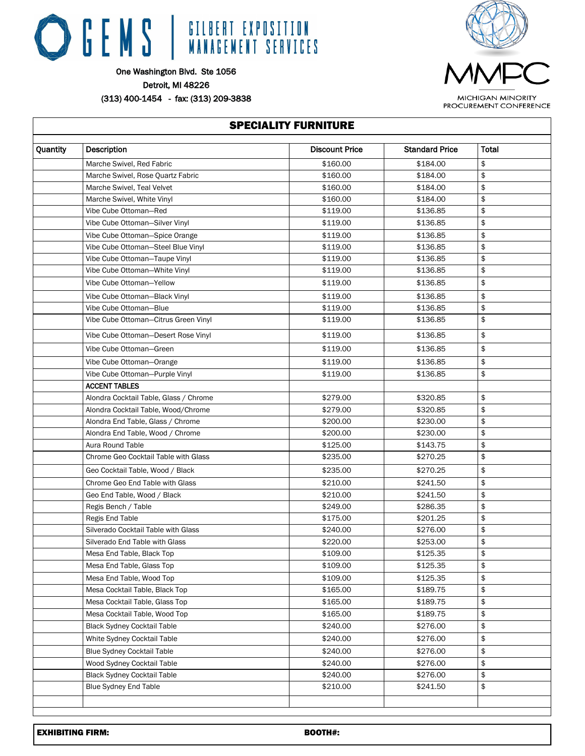GEMS | GILBERT EXPOSITION MANAGEMENT SERVICES

One Washington Blvd. Ste 1056
Detroit, MI 48226
(313) 400-1454 - fax: (313) 209-3838

MMPC
MICHIGAN MINORITY PROCUREMENT CONFERENCE

## SPECIALITY FURNITURE

| Quantity | Description | Discount Price | Standard Price | Total |
|---|---|---|---|---|
| | Marche Swivel, Red Fabric | $160.00 | $184.00 | $ |
| | Marche Swivel, Rose Quartz Fabric | $160.00 | $184.00 | $ |
| | Marche Swivel, Teal Velvet | $160.00 | $184.00 | $ |
| | Marche Swivel, White Vinyl | $160.00 | $184.00 | $ |
| | Vibe Cube Ottoman—Red | $119.00 | $136.85 | $ |
| | Vibe Cube Ottoman—Silver Vinyl | $119.00 | $136.85 | $ |
| | Vibe Cube Ottoman—Spice Orange | $119.00 | $136.85 | $ |
| | Vibe Cube Ottoman—Steel Blue Vinyl | $119.00 | $136.85 | $ |
| | Vibe Cube Ottoman—Taupe Vinyl | $119.00 | $136.85 | $ |
| | Vibe Cube Ottoman—White Vinyl | $119.00 | $136.85 | $ |
| | Vibe Cube Ottoman—Yellow | $119.00 | $136.85 | $ |
| | Vibe Cube Ottoman—Black Vinyl | $119.00 | $136.85 | $ |
| | Vibe Cube Ottoman—Blue | $119.00 | $136.85 | $ |
| | Vibe Cube Ottoman—Citrus Green Vinyl | $119.00 | $136.85 | $ |
| | Vibe Cube Ottoman—Desert Rose Vinyl | $119.00 | $136.85 | $ |
| | Vibe Cube Ottoman—Green | $119.00 | $136.85 | $ |
| | Vibe Cube Ottoman—Orange | $119.00 | $136.85 | $ |
| | Vibe Cube Ottoman—Purple Vinyl | $119.00 | $136.85 | $ |
| | **ACCENT TABLES** | | | |
| | Alondra Cocktail Table, Glass / Chrome | $279.00 | $320.85 | $ |
| | Alondra Cocktail Table, Wood/Chrome | $279.00 | $320.85 | $ |
| | Alondra End Table, Glass / Chrome | $200.00 | $230.00 | $ |
| | Alondra End Table, Wood / Chrome | $200.00 | $230.00 | $ |
| | Aura Round Table | $125.00 | $143.75 | $ |
| | Chrome Geo Cocktail Table with Glass | $235.00 | $270.25 | $ |
| | Geo Cocktail Table, Wood / Black | $235.00 | $270.25 | $ |
| | Chrome Geo End Table with Glass | $210.00 | $241.50 | $ |
| | Geo End Table, Wood / Black | $210.00 | $241.50 | $ |
| | Regis Bench / Table | $249.00 | $286.35 | $ |
| | Regis End Table | $175.00 | $201.25 | $ |
| | Silverado Cocktail Table with Glass | $240.00 | $276.00 | $ |
| | Silverado End Table with Glass | $220.00 | $253.00 | $ |
| | Mesa End Table, Black Top | $109.00 | $125.35 | $ |
| | Mesa End Table, Glass Top | $109.00 | $125.35 | $ |
| | Mesa End Table, Wood Top | $109.00 | $125.35 | $ |
| | Mesa Cocktail Table, Black Top | $165.00 | $189.75 | $ |
| | Mesa Cocktail Table, Glass Top | $165.00 | $189.75 | $ |
| | Mesa Cocktail Table, Wood Top | $165.00 | $189.75 | $ |
| | Black Sydney Cocktail Table | $240.00 | $276.00 | $ |
| | White Sydney Cocktail Table | $240.00 | $276.00 | $ |
| | Blue Sydney Cocktail Table | $240.00 | $276.00 | $ |
| | Wood Sydney Cocktail Table | $240.00 | $276.00 | $ |
| | Black Sydney Cocktail Table | $240.00 | $276.00 | $ |
| | Blue Sydney End Table | $210.00 | $241.50 | $ |
| | | | | |

**EXHIBITING FIRM:** **BOOTH#:**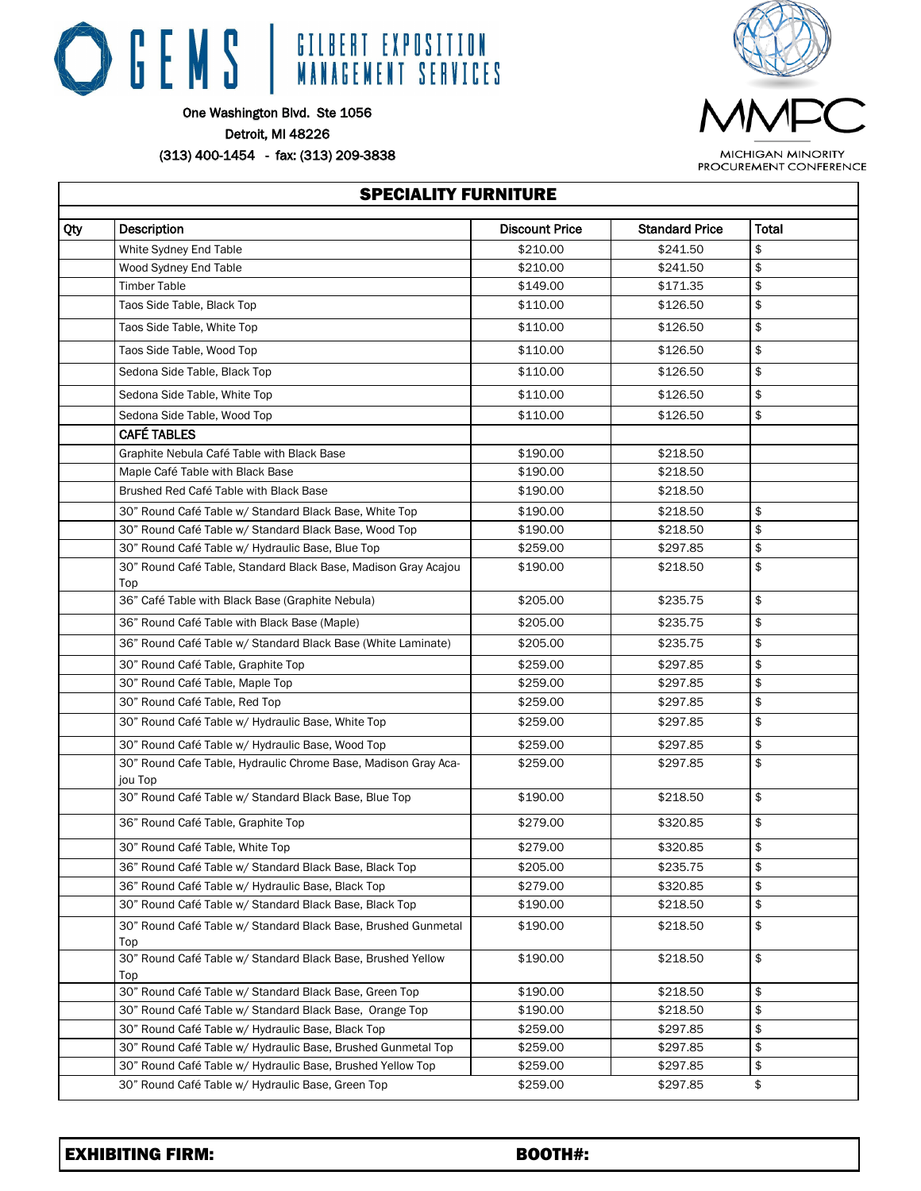GEMS | GILBERT EXPOSITION MANAGEMENT SERVICES

One Washington Blvd. Ste 1056
Detroit, MI 48226
(313) 400-1454 - fax: (313) 209-3838

MMPC
MICHIGAN MINORITY PROCUREMENT CONFERENCE

## SPECIALITY FURNITURE

| Qty | Description | Discount Price | Standard Price | Total |
|---|---|---|---|---|
| | White Sydney End Table | $210.00 | $241.50 | $ |
| | Wood Sydney End Table | $210.00 | $241.50 | $ |
| | Timber Table | $149.00 | $171.35 | $ |
| | Taos Side Table, Black Top | $110.00 | $126.50 | $ |
| | Taos Side Table, White Top | $110.00 | $126.50 | $ |
| | Taos Side Table, Wood Top | $110.00 | $126.50 | $ |
| | Sedona Side Table, Black Top | $110.00 | $126.50 | $ |
| | Sedona Side Table, White Top | $110.00 | $126.50 | $ |
| | Sedona Side Table, Wood Top | $110.00 | $126.50 | $ |
| | **CAFÉ TABLES** | | | |
| | Graphite Nebula Café Table with Black Base | $190.00 | $218.50 | |
| | Maple Café Table with Black Base | $190.00 | $218.50 | |
| | Brushed Red Café Table with Black Base | $190.00 | $218.50 | |
| | 30" Round Café Table w/ Standard Black Base, White Top | $190.00 | $218.50 | $ |
| | 30" Round Café Table w/ Standard Black Base, Wood Top | $190.00 | $218.50 | $ |
| | 30" Round Café Table w/ Hydraulic Base, Blue Top | $259.00 | $297.85 | $ |
| | 30" Round Café Table, Standard Black Base, Madison Gray Acajou Top | $190.00 | $218.50 | $ |
| | 36" Café Table with Black Base (Graphite Nebula) | $205.00 | $235.75 | $ |
| | 36" Round Café Table with Black Base (Maple) | $205.00 | $235.75 | $ |
| | 36" Round Café Table w/ Standard Black Base (White Laminate) | $205.00 | $235.75 | $ |
| | 30" Round Café Table, Graphite Top | $259.00 | $297.85 | $ |
| | 30" Round Café Table, Maple Top | $259.00 | $297.85 | $ |
| | 30" Round Café Table, Red Top | $259.00 | $297.85 | $ |
| | 30" Round Café Table w/ Hydraulic Base, White Top | $259.00 | $297.85 | $ |
| | 30" Round Café Table w/ Hydraulic Base, Wood Top | $259.00 | $297.85 | $ |
| | 30" Round Cafe Table, Hydraulic Chrome Base, Madison Gray Acajou Top | $259.00 | $297.85 | $ |
| | 30" Round Café Table w/ Standard Black Base, Blue Top | $190.00 | $218.50 | $ |
| | 36" Round Café Table, Graphite Top | $279.00 | $320.85 | $ |
| | 30" Round Café Table, White Top | $279.00 | $320.85 | $ |
| | 36" Round Café Table w/ Standard Black Base, Black Top | $205.00 | $235.75 | $ |
| | 36" Round Café Table w/ Hydraulic Base, Black Top | $279.00 | $320.85 | $ |
| | 30" Round Café Table w/ Standard Black Base, Black Top | $190.00 | $218.50 | $ |
| | 30" Round Café Table w/ Standard Black Base, Brushed Gunmetal Top | $190.00 | $218.50 | $ |
| | 30" Round Café Table w/ Standard Black Base, Brushed Yellow Top | $190.00 | $218.50 | $ |
| | 30" Round Café Table w/ Standard Black Base, Green Top | $190.00 | $218.50 | $ |
| | 30" Round Café Table w/ Standard Black Base, Orange Top | $190.00 | $218.50 | $ |
| | 30" Round Café Table w/ Hydraulic Base, Black Top | $259.00 | $297.85 | $ |
| | 30" Round Café Table w/ Hydraulic Base, Brushed Gunmetal Top | $259.00 | $297.85 | $ |
| | 30" Round Café Table w/ Hydraulic Base, Brushed Yellow Top | $259.00 | $297.85 | $ |
| | 30" Round Café Table w/ Hydraulic Base, Green Top | $259.00 | $297.85 | $ |

**EXHIBITING FIRM:** **BOOTH#:**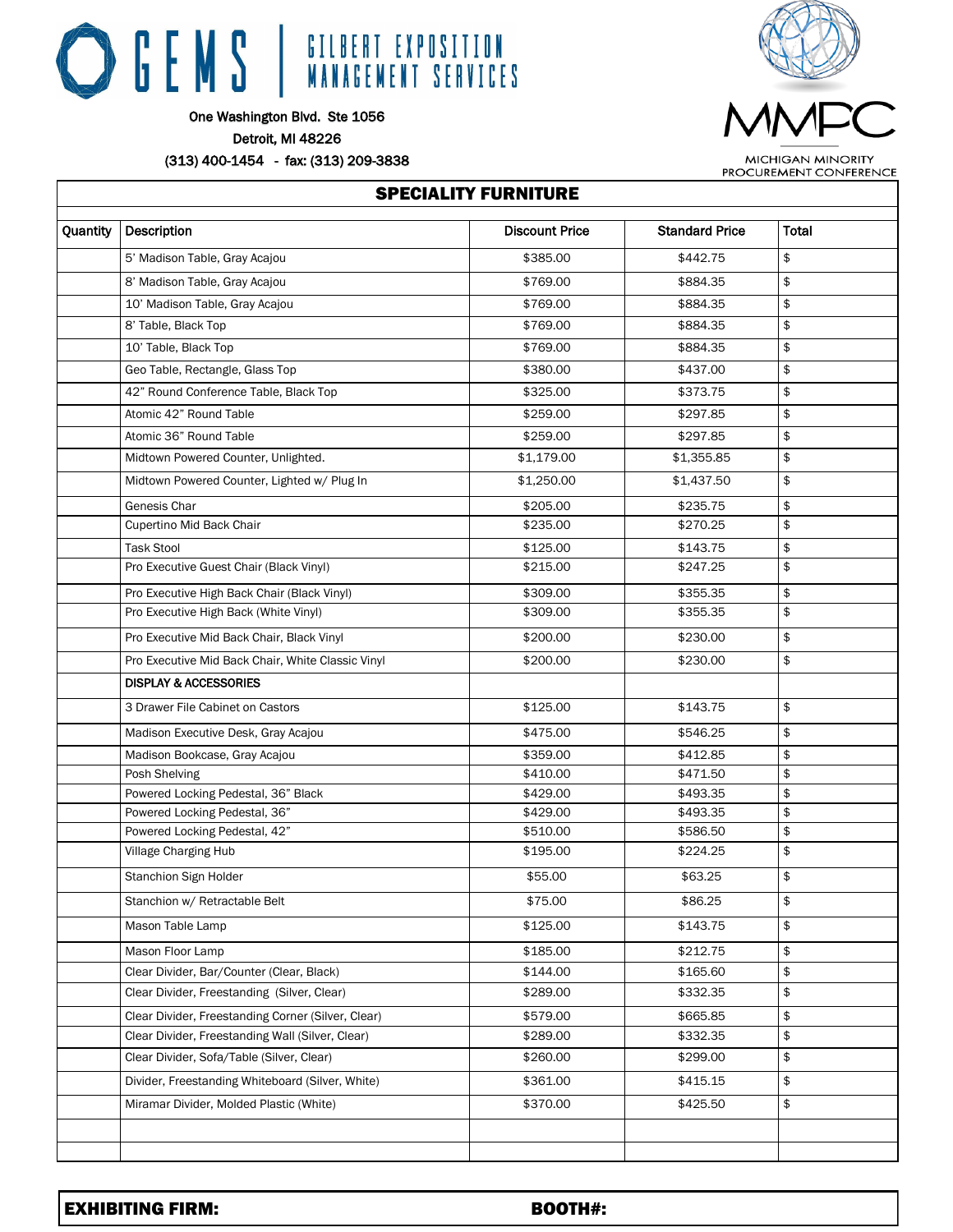GEMS | GILBERT EXPOSITION MANAGEMENT SERVICES

One Washington Blvd. Ste 1056
Detroit, MI 48226
(313) 400-1454 - fax: (313) 209-3838

MMPC
MICHIGAN MINORITY PROCUREMENT CONFERENCE

## SPECIALITY FURNITURE

| Quantity | Description | Discount Price | Standard Price | Total |
|---|---|---|---|---|
| | 5' Madison Table, Gray Acajou | $385.00 | $442.75 | $ |
| | 8' Madison Table, Gray Acajou | $769.00 | $884.35 | $ |
| | 10' Madison Table, Gray Acajou | $769.00 | $884.35 | $ |
| | 8' Table, Black Top | $769.00 | $884.35 | $ |
| | 10' Table, Black Top | $769.00 | $884.35 | $ |
| | Geo Table, Rectangle, Glass Top | $380.00 | $437.00 | $ |
| | 42" Round Conference Table, Black Top | $325.00 | $373.75 | $ |
| | Atomic 42" Round Table | $259.00 | $297.85 | $ |
| | Atomic 36" Round Table | $259.00 | $297.85 | $ |
| | Midtown Powered Counter, Unlighted. | $1,179.00 | $1,355.85 | $ |
| | Midtown Powered Counter, Lighted w/ Plug In | $1,250.00 | $1,437.50 | $ |
| | Genesis Char | $205.00 | $235.75 | $ |
| | Cupertino Mid Back Chair | $235.00 | $270.25 | $ |
| | Task Stool | $125.00 | $143.75 | $ |
| | Pro Executive Guest Chair (Black Vinyl) | $215.00 | $247.25 | $ |
| | Pro Executive High Back Chair (Black Vinyl) | $309.00 | $355.35 | $ |
| | Pro Executive High Back (White Vinyl) | $309.00 | $355.35 | $ |
| | Pro Executive Mid Back Chair, Black Vinyl | $200.00 | $230.00 | $ |
| | Pro Executive Mid Back Chair, White Classic Vinyl | $200.00 | $230.00 | $ |
| | **DISPLAY & ACCESSORIES** | | | |
| | 3 Drawer File Cabinet on Castors | $125.00 | $143.75 | $ |
| | Madison Executive Desk, Gray Acajou | $475.00 | $546.25 | $ |
| | Madison Bookcase, Gray Acajou | $359.00 | $412.85 | $ |
| | Posh Shelving | $410.00 | $471.50 | $ |
| | Powered Locking Pedestal, 36" Black | $429.00 | $493.35 | $ |
| | Powered Locking Pedestal, 36" | $429.00 | $493.35 | $ |
| | Powered Locking Pedestal, 42" | $510.00 | $586.50 | $ |
| | Village Charging Hub | $195.00 | $224.25 | $ |
| | Stanchion Sign Holder | $55.00 | $63.25 | $ |
| | Stanchion w/ Retractable Belt | $75.00 | $86.25 | $ |
| | Mason Table Lamp | $125.00 | $143.75 | $ |
| | Mason Floor Lamp | $185.00 | $212.75 | $ |
| | Clear Divider, Bar/Counter (Clear, Black) | $144.00 | $165.60 | $ |
| | Clear Divider, Freestanding (Silver, Clear) | $289.00 | $332.35 | $ |
| | Clear Divider, Freestanding Corner (Silver, Clear) | $579.00 | $665.85 | $ |
| | Clear Divider, Freestanding Wall (Silver, Clear) | $289.00 | $332.35 | $ |
| | Clear Divider, Sofa/Table (Silver, Clear) | $260.00 | $299.00 | $ |
| | Divider, Freestanding Whiteboard (Silver, White) | $361.00 | $415.15 | $ |
| | Miramar Divider, Molded Plastic (White) | $370.00 | $425.50 | $ |
| | | | | |
| | | | | |

**EXHIBITING FIRM:** **BOOTH#:**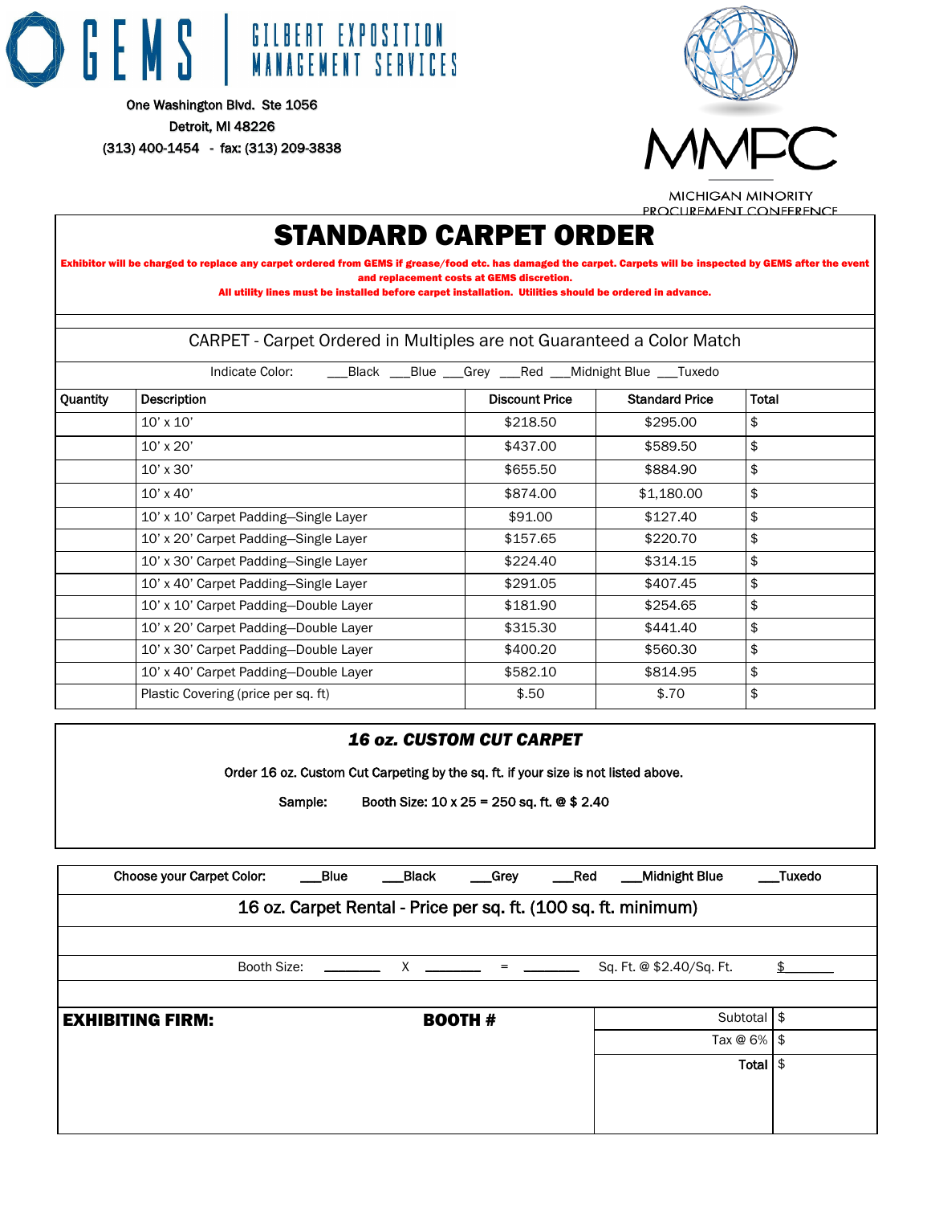GEMS | GILBERT EXPOSITION MANAGEMENT SERVICES

One Washington Blvd. Ste 1056

Detroit, MI 48226

(313) 400-1454 - fax: (313) 209-3838

MMPC

MICHIGAN MINORITY PROCUREMENT CONFERENCE

# STANDARD CARPET ORDER

**Exhibitor will be charged to replace any carpet ordered from GEMS if grease/food etc. has damaged the carpet. Carpets will be inspected by GEMS after the event and replacement costs at GEMS discretion.**

**All utility lines must be installed before carpet installation. Utilities should be ordered in advance.**

CARPET - Carpet Ordered in Multiples are not Guaranteed a Color Match

Indicate Color: ___Black ___Blue ___Grey ___Red ___Midnight Blue ___Tuxedo

| Quantity | Description | Discount Price | Standard Price | Total |
|---|---|---|---|---|
| | 10' x 10' | $218.50 | $295.00 | $ |
| | 10' x 20' | $437.00 | $589.50 | $ |
| | 10' x 30' | $655.50 | $884.90 | $ |
| | 10' x 40' | $874.00 | $1,180.00 | $ |
| | 10' x 10' Carpet Padding—Single Layer | $91.00 | $127.40 | $ |
| | 10' x 20' Carpet Padding—Single Layer | $157.65 | $220.70 | $ |
| | 10' x 30' Carpet Padding—Single Layer | $224.40 | $314.15 | $ |
| | 10' x 40' Carpet Padding—Single Layer | $291.05 | $407.45 | $ |
| | 10' x 10' Carpet Padding—Double Layer | $181.90 | $254.65 | $ |
| | 10' x 20' Carpet Padding—Double Layer | $315.30 | $441.40 | $ |
| | 10' x 30' Carpet Padding—Double Layer | $400.20 | $560.30 | $ |
| | 10' x 40' Carpet Padding—Double Layer | $582.10 | $814.95 | $ |
| | Plastic Covering (price per sq. ft) | $.50 | $.70 | $ |

### *16 oz. CUSTOM CUT CARPET*

Order 16 oz. Custom Cut Carpeting by the sq. ft. if your size is not listed above.

Sample: Booth Size: 10 x 25 = 250 sq. ft. @ $ 2.40

Choose your Carpet Color: ___Blue ___Black ___Grey ___Red ___Midnight Blue ___Tuxedo

16 oz. Carpet Rental - Price per sq. ft. (100 sq. ft. minimum)

Booth Size: ________ X ________ = ________ Sq. Ft. @ $2.40/Sq. Ft. $________

**EXHIBITING FIRM:** **BOOTH #**

| | |
|---|---|
| Subtotal | $ |
| Tax @ 6% | $ |
| **Total** | $ |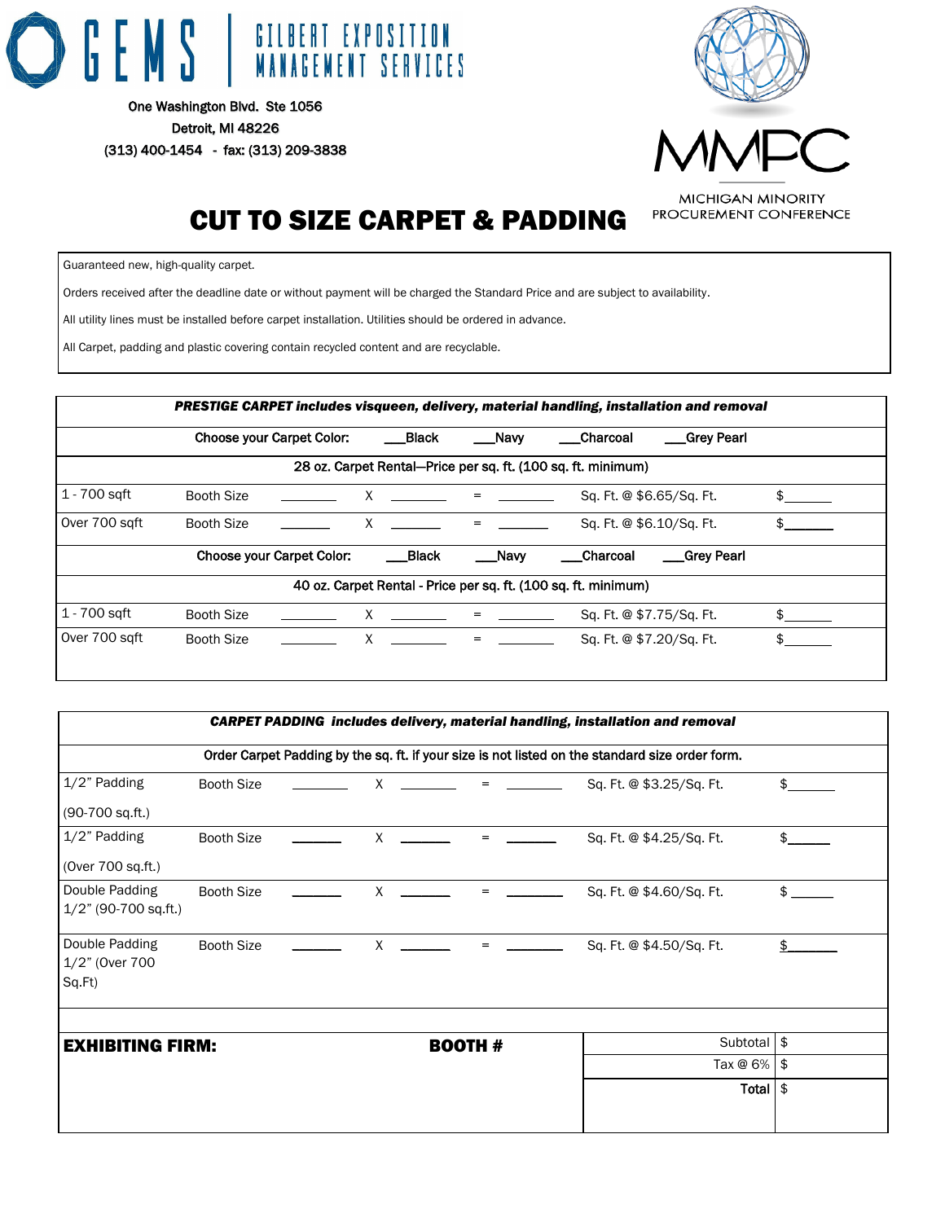GEMS | GILBERT EXPOSITION MANAGEMENT SERVICES

One Washington Blvd. Ste 1056
Detroit, MI 48226
(313) 400-1454 - fax: (313) 209-3838

MMPC
MICHIGAN MINORITY PROCUREMENT CONFERENCE

# CUT TO SIZE CARPET & PADDING

Guaranteed new, high-quality carpet.

Orders received after the deadline date or without payment will be charged the Standard Price and are subject to availability.

All utility lines must be installed before carpet installation. Utilities should be ordered in advance.

All Carpet, padding and plastic covering contain recycled content and are recyclable.

| ***PRESTIGE CARPET includes visqueen, delivery, material handling, installation and removal*** | | | | | | | |
|---|---|---|---|---|---|---|---|
| | **Choose your Carpet Color:** | ___**Black** | ___**Navy** | ___**Charcoal** | ___**Grey Pearl** | | |
| **28 oz. Carpet Rental—Price per sq. ft. (100 sq. ft. minimum)** | | | | | | | |
| 1 - 700 sqft | Booth Size | ________ | X ________ | = ________ | Sq. Ft. @ $6.65/Sq. Ft. | $_______ | |
| Over 700 sqft | Booth Size | ________ | X ________ | = ________ | Sq. Ft. @ $6.10/Sq. Ft. | $_______ | |
| | **Choose your Carpet Color:** | ___**Black** | ___**Navy** | ___**Charcoal** | ___**Grey Pearl** | | |
| **40 oz. Carpet Rental - Price per sq. ft. (100 sq. ft. minimum)** | | | | | | | |
| 1 - 700 sqft | Booth Size | ________ | X ________ | = ________ | Sq. Ft. @ $7.75/Sq. Ft. | $_______ | |
| Over 700 sqft | Booth Size | ________ | X ________ | = ________ | Sq. Ft. @ $7.20/Sq. Ft. | $_______ | |

| ***CARPET PADDING includes delivery, material handling, installation and removal*** | | | | | | |
|---|---|---|---|---|---|---|
| **Order Carpet Padding by the sq. ft. if your size is not listed on the standard size order form.** | | | | | | |
| 1/2" Padding (90-700 sq.ft.) | Booth Size | ________ | X ________ | = ________ | Sq. Ft. @ $3.25/Sq. Ft. | $_______ |
| 1/2" Padding (Over 700 sq.ft.) | Booth Size | ________ | X ________ | = ________ | Sq. Ft. @ $4.25/Sq. Ft. | $_______ |
| Double Padding 1/2" (90-700 sq.ft.) | Booth Size | ________ | X ________ | = ________ | Sq. Ft. @ $4.60/Sq. Ft. | $_______ |
| Double Padding 1/2" (Over 700 Sq.Ft) | Booth Size | ________ | X ________ | = ________ | Sq. Ft. @ $4.50/Sq. Ft. | $_______ |

| **EXHIBITING FIRM:** | **BOOTH #** | Subtotal | $ |
|---|---|---|---|
| | | Tax @ 6% | $ |
| | | **Total** | $ |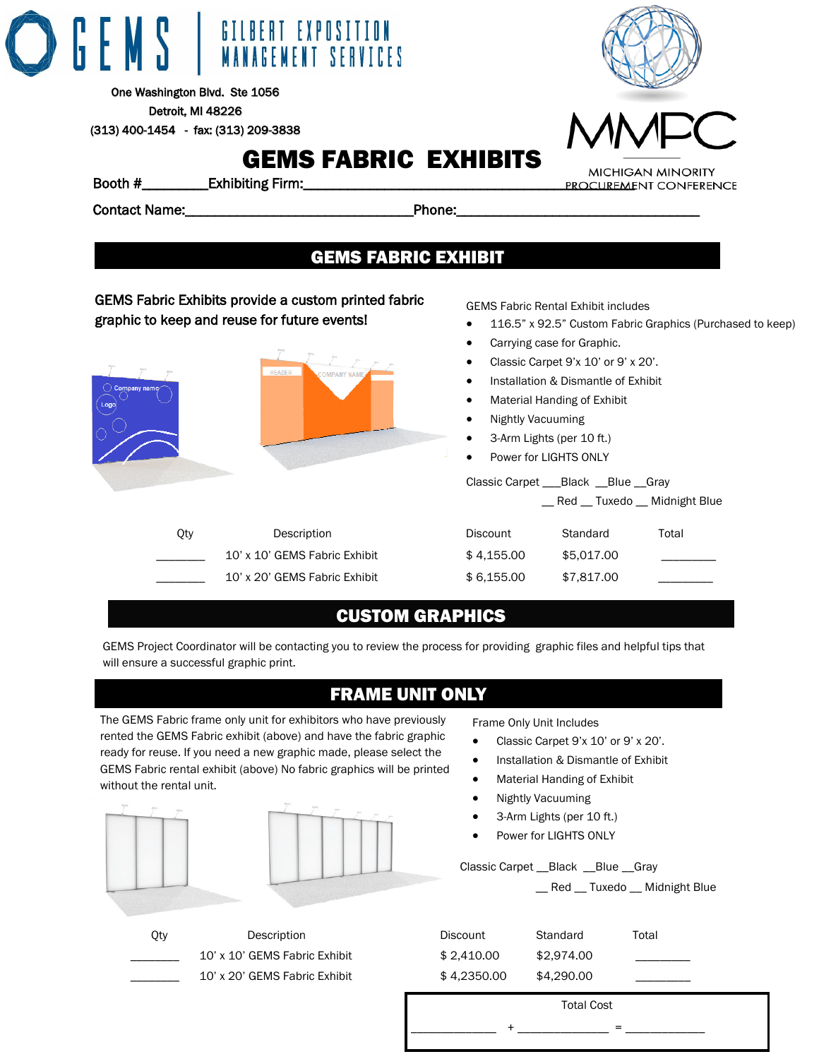GEMS | GILBERT EXPOSITION MANAGEMENT SERVICES

One Washington Blvd. Ste 1056

Detroit, MI 48226

(313) 400-1454 - fax: (313) 209-3838

MMPC MICHIGAN MINORITY PROCUREMENT CONFERENCE

# GEMS FABRIC EXHIBITS

Booth #_________Exhibiting Firm:_________________________________________

Contact Name:_______________________________Phone:________________________________

## GEMS FABRIC EXHIBIT

**GEMS Fabric Exhibits provide a custom printed fabric graphic to keep and reuse for future events!**

GEMS Fabric Rental Exhibit includes

- 116.5" x 92.5" Custom Fabric Graphics (Purchased to keep)
- Carrying case for Graphic.
- Classic Carpet 9'x 10' or 9' x 20'.
- Installation & Dismantle of Exhibit
- Material Handing of Exhibit
- Nightly Vacuuming
- 3-Arm Lights (per 10 ft.)
- Power for LIGHTS ONLY

Classic Carpet ___Black __Blue __Gray

__ Red __ Tuxedo __ Midnight Blue

| Qty | Description | Discount | Standard | Total |
|---|---|---|---|---|
| _______ | 10' x 10' GEMS Fabric Exhibit | $ 4,155.00 | $5,017.00 | ________ |
| _______ | 10' x 20' GEMS Fabric Exhibit | $ 6,155.00 | $7,817.00 | ________ |

## CUSTOM GRAPHICS

GEMS Project Coordinator will be contacting you to review the process for providing graphic files and helpful tips that will ensure a successful graphic print.

## FRAME UNIT ONLY

The GEMS Fabric frame only unit for exhibitors who have previously rented the GEMS Fabric exhibit (above) and have the fabric graphic ready for reuse. If you need a new graphic made, please select the GEMS Fabric rental exhibit (above) No fabric graphics will be printed without the rental unit.

Frame Only Unit Includes

- Classic Carpet 9'x 10' or 9' x 20'.
- Installation & Dismantle of Exhibit
- Material Handing of Exhibit
- Nightly Vacuuming
- 3-Arm Lights (per 10 ft.)
- Power for LIGHTS ONLY

Classic Carpet __Black __Blue __Gray

__ Red __ Tuxedo __ Midnight Blue

| Qty | Description | Discount | Standard | Total |
|---|---|---|---|---|
| _______ | 10' x 10' GEMS Fabric Exhibit | $ 2,410.00 | $2,974.00 | ________ |
| _______ | 10' x 20' GEMS Fabric Exhibit | $ 4,2350.00 | $4,290.00 | ________ |

Total Cost

____________ + ______________ = ____________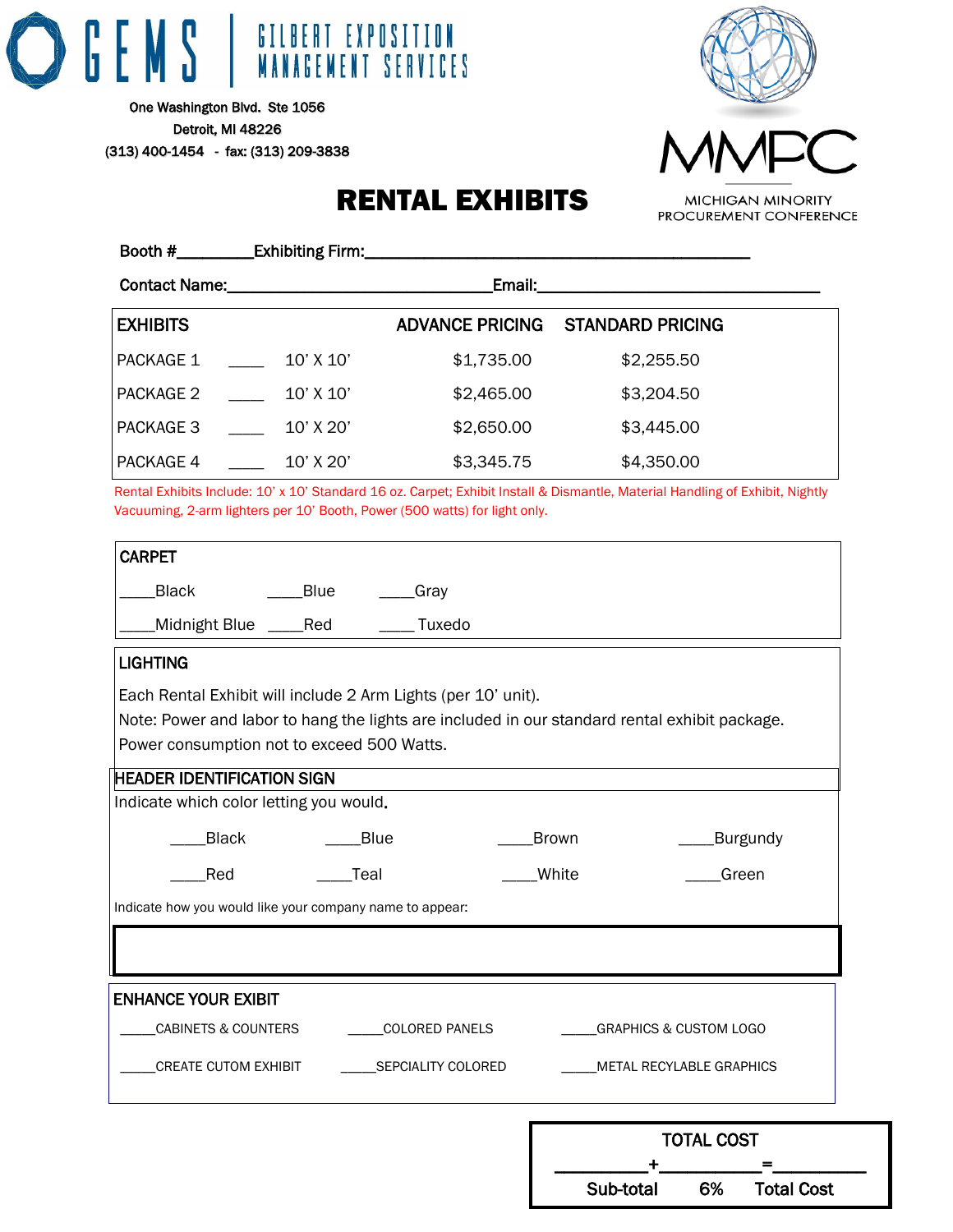GEMS | GILBERT EXPOSITION MANAGEMENT SERVICES

One Washington Blvd. Ste 1056
Detroit, MI 48226
(313) 400-1454 - fax: (313) 209-3838

MMPC
MICHIGAN MINORITY PROCUREMENT CONFERENCE

# RENTAL EXHIBITS

Booth #_________Exhibiting Firm:_____________________________________________

Contact Name:______________________________Email:________________________________

| EXHIBITS | | | ADVANCE PRICING | STANDARD PRICING |
|---|---|---|---|---|
| PACKAGE 1 | ____ | 10' X 10' | $1,735.00 | $2,255.50 |
| PACKAGE 2 | ____ | 10' X 10' | $2,465.00 | $3,204.50 |
| PACKAGE 3 | ____ | 10' X 20' | $2,650.00 | $3,445.00 |
| PACKAGE 4 | ____ | 10' X 20' | $3,345.75 | $4,350.00 |

Rental Exhibits Include: 10' x 10' Standard 16 oz. Carpet; Exhibit Install & Dismantle, Material Handling of Exhibit, Nightly Vacuuming, 2-arm lighters per 10' Booth, Power (500 watts) for light only.

## CARPET

____Black ____Blue ____Gray

____Midnight Blue ____Red ____ Tuxedo

## LIGHTING

Each Rental Exhibit will include 2 Arm Lights (per 10' unit).
Note: Power and labor to hang the lights are included in our standard rental exhibit package.
Power consumption not to exceed 500 Watts.

## HEADER IDENTIFICATION SIGN

Indicate which color letting you would.

____Black ____Blue ____Brown ____Burgundy

____Red ____Teal ____White ____Green

Indicate how you would like your company name to appear:

## ENHANCE YOUR EXHIBIT

_____CABINETS & COUNTERS _____COLORED PANELS _____GRAPHICS & CUSTOM LOGO

_____CREATE CUTOM EXHIBIT _____SEPCIALITY COLORED _____METAL RECYLABLE GRAPHICS

**TOTAL COST**

__________+__________=__________

Sub-total 6% Total Cost